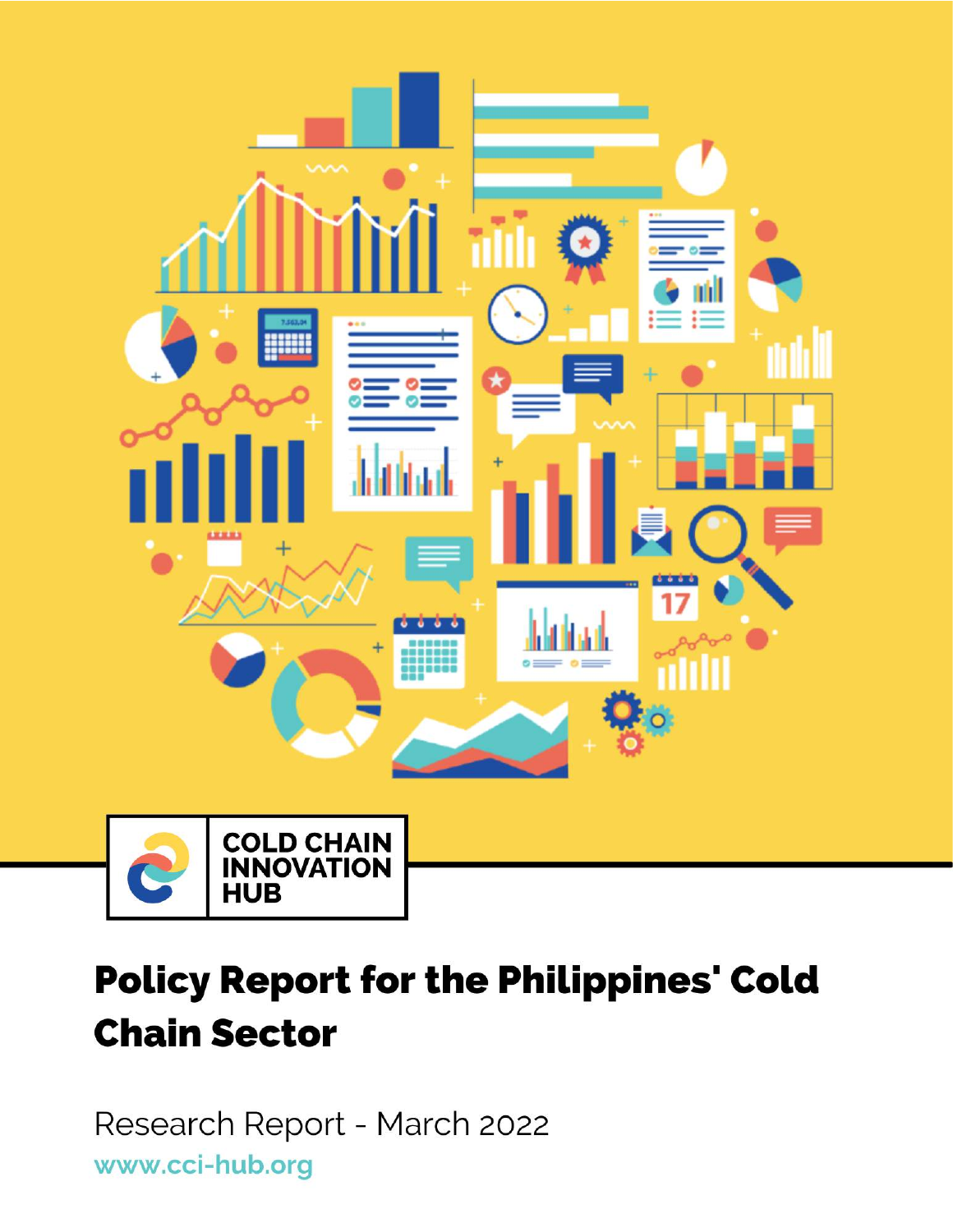COLD CHAIN INNOVATION HUB

# Policy Report for the Philippines' Cold Chain Sector

Research Report - March 2022

www.cci-hub.org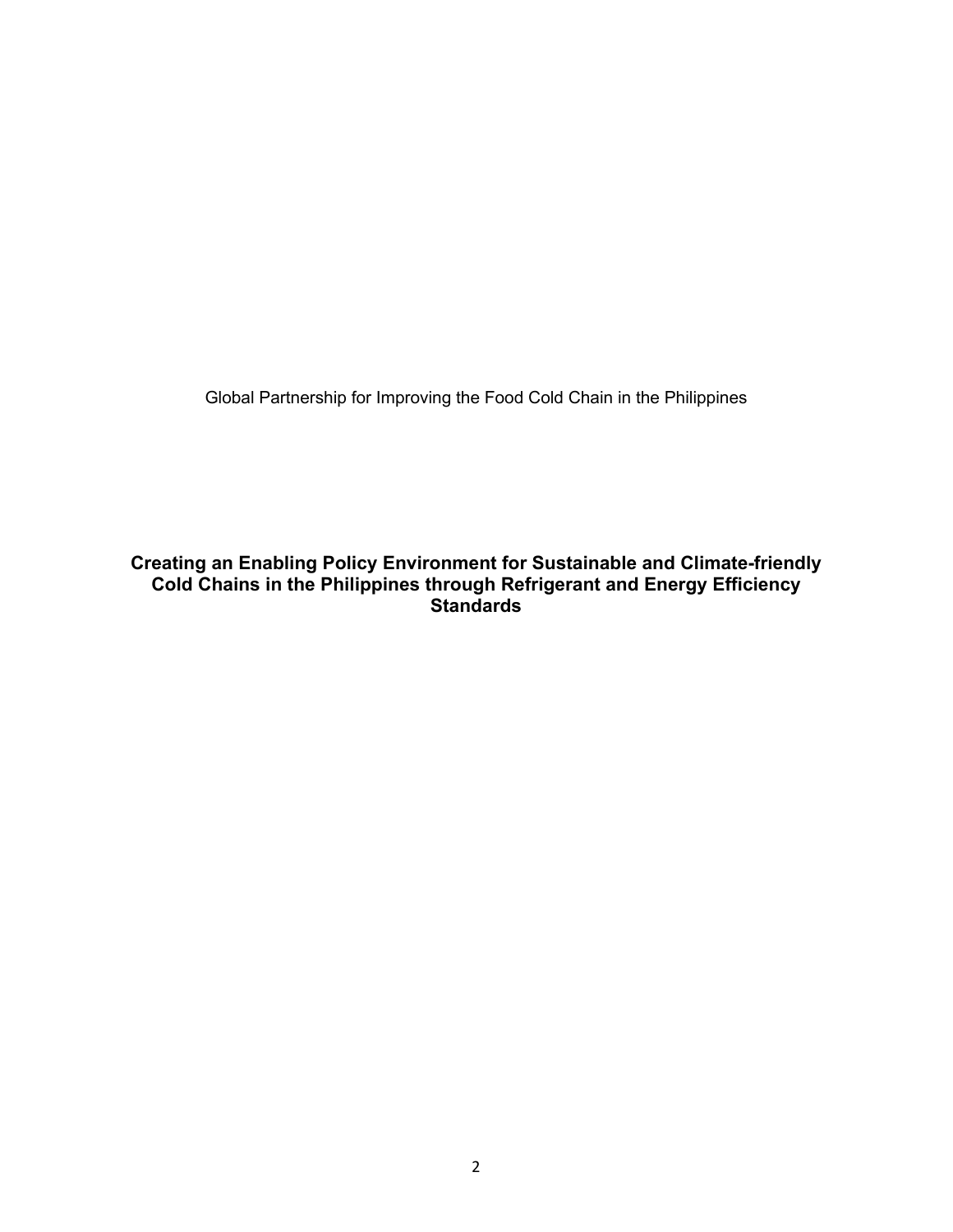Global Partnership for Improving the Food Cold Chain in the Philippines

# Creating an Enabling Policy Environment for Sustainable and Climate-friendly Cold Chains in the Philippines through Refrigerant and Energy Efficiency Standards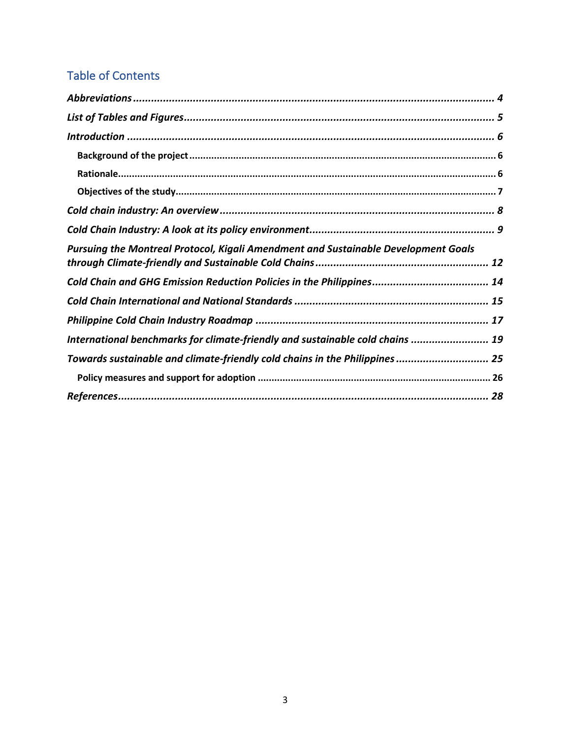## Table of Contents

*Abbreviations* ......................................................................................................... 4

*List of Tables and Figures* ......................................................................................... 5

*Introduction* ........................................................................................................... 6

- **Background of the project** ............................................................................... 6
- **Rationale** ......................................................................................................... 6
- **Objectives of the study** ..................................................................................... 7

*Cold chain industry: An overview* ............................................................................ 8

*Cold Chain Industry: A look at its policy environment* ............................................. 9

*Pursuing the Montreal Protocol, Kigali Amendment and Sustainable Development Goals through Climate-friendly and Sustainable Cold Chains* ........................................................... 12

*Cold Chain and GHG Emission Reduction Policies in the Philippines* ....................................... 14

*Cold Chain International and National Standards* ................................................................. 15

*Philippine Cold Chain Industry Roadmap* .............................................................................. 17

*International benchmarks for climate-friendly and sustainable cold chains* .......................... 19

*Towards sustainable and climate-friendly cold chains in the Philippines* ............................... 25

- **Policy measures and support for adoption** ................................................................... 26

*References* ............................................................................................................... 28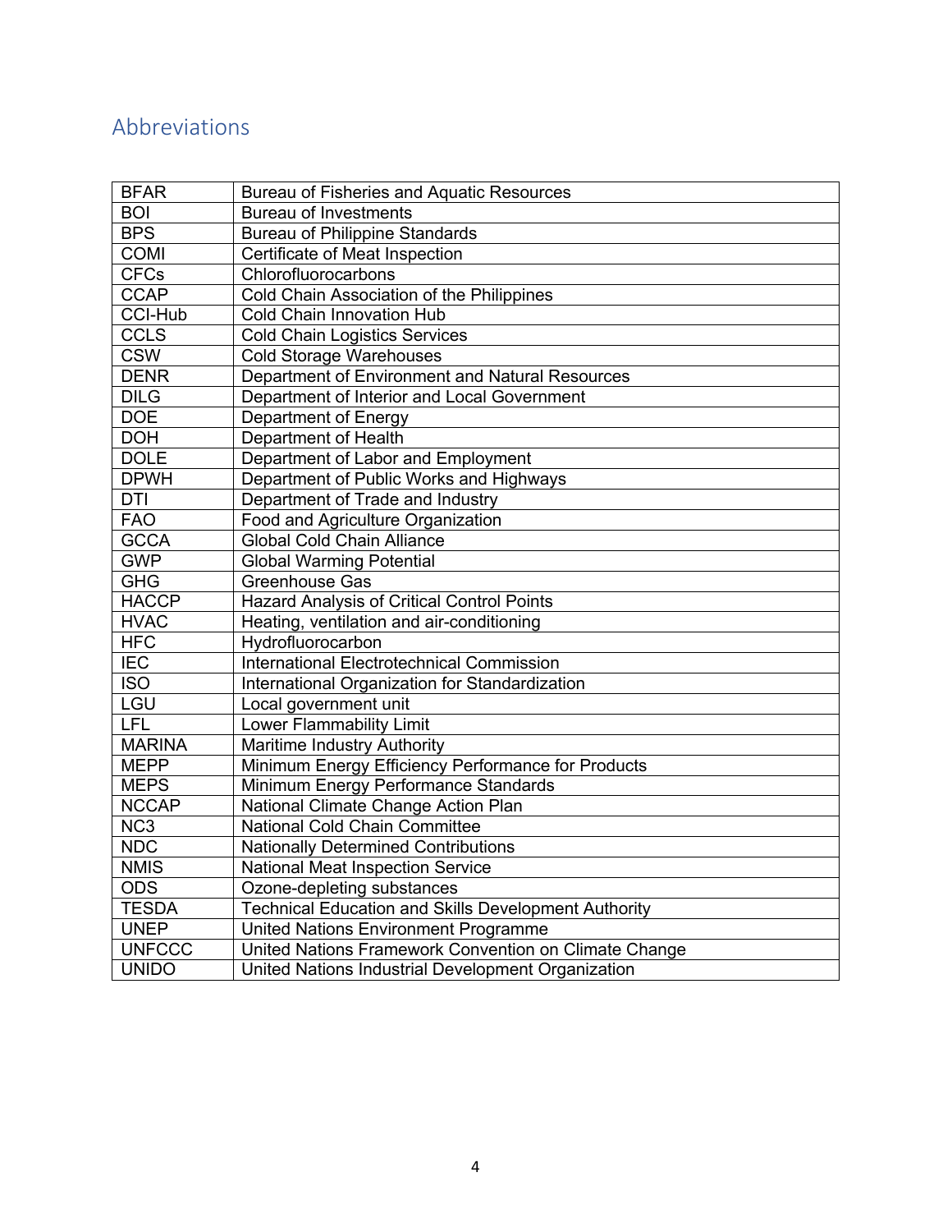## Abbreviations

| | |
|---|---|
| BFAR | Bureau of Fisheries and Aquatic Resources |
| BOI | Bureau of Investments |
| BPS | Bureau of Philippine Standards |
| COMI | Certificate of Meat Inspection |
| CFCs | Chlorofluorocarbons |
| CCAP | Cold Chain Association of the Philippines |
| CCI-Hub | Cold Chain Innovation Hub |
| CCLS | Cold Chain Logistics Services |
| CSW | Cold Storage Warehouses |
| DENR | Department of Environment and Natural Resources |
| DILG | Department of Interior and Local Government |
| DOE | Department of Energy |
| DOH | Department of Health |
| DOLE | Department of Labor and Employment |
| DPWH | Department of Public Works and Highways |
| DTI | Department of Trade and Industry |
| FAO | Food and Agriculture Organization |
| GCCA | Global Cold Chain Alliance |
| GWP | Global Warming Potential |
| GHG | Greenhouse Gas |
| HACCP | Hazard Analysis of Critical Control Points |
| HVAC | Heating, ventilation and air-conditioning |
| HFC | Hydrofluorocarbon |
| IEC | International Electrotechnical Commission |
| ISO | International Organization for Standardization |
| LGU | Local government unit |
| LFL | Lower Flammability Limit |
| MARINA | Maritime Industry Authority |
| MEPP | Minimum Energy Efficiency Performance for Products |
| MEPS | Minimum Energy Performance Standards |
| NCCAP | National Climate Change Action Plan |
| NC3 | National Cold Chain Committee |
| NDC | Nationally Determined Contributions |
| NMIS | National Meat Inspection Service |
| ODS | Ozone-depleting substances |
| TESDA | Technical Education and Skills Development Authority |
| UNEP | United Nations Environment Programme |
| UNFCCC | United Nations Framework Convention on Climate Change |
| UNIDO | United Nations Industrial Development Organization |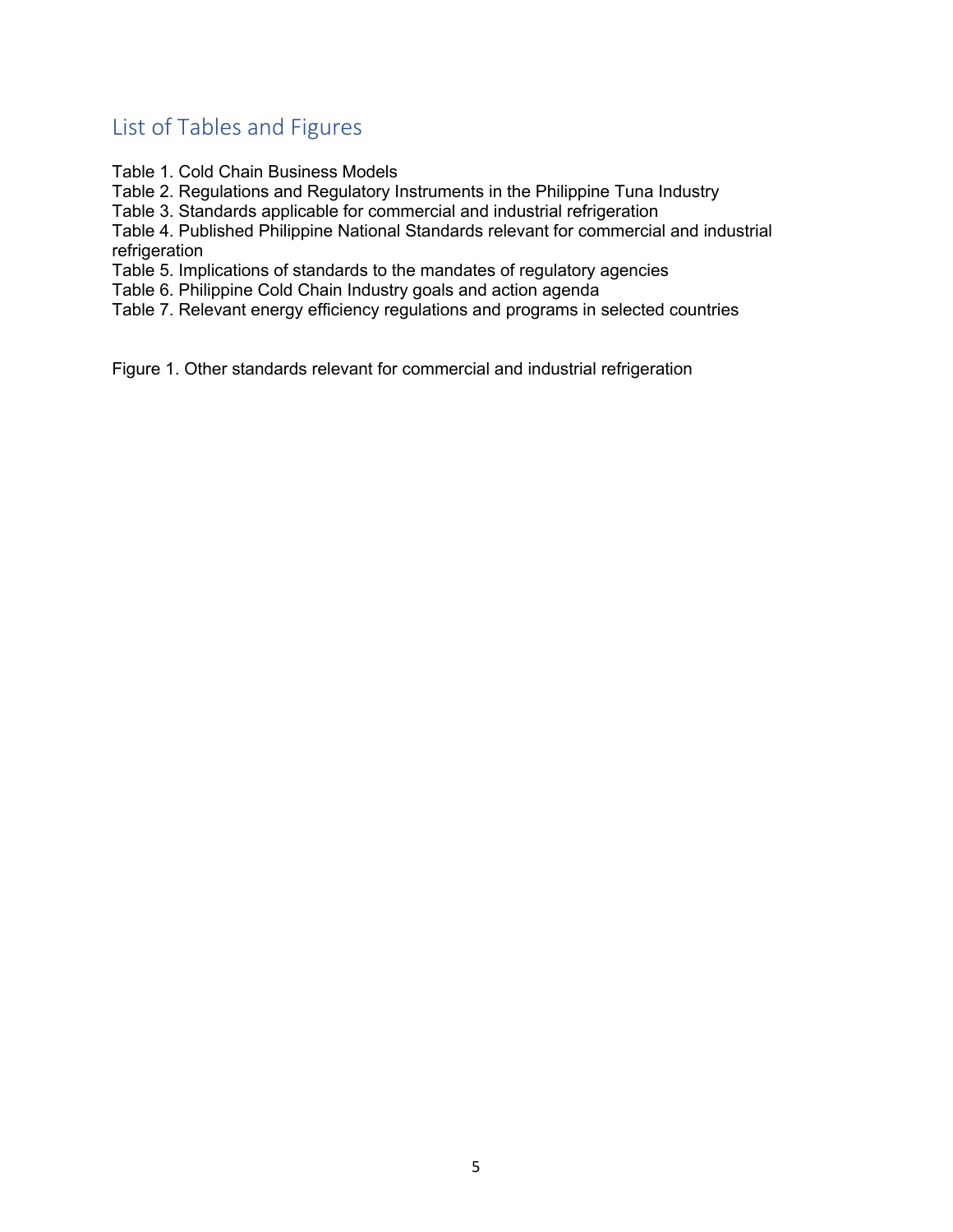## List of Tables and Figures

Table 1. Cold Chain Business Models
Table 2. Regulations and Regulatory Instruments in the Philippine Tuna Industry
Table 3. Standards applicable for commercial and industrial refrigeration
Table 4. Published Philippine National Standards relevant for commercial and industrial refrigeration
Table 5. Implications of standards to the mandates of regulatory agencies
Table 6. Philippine Cold Chain Industry goals and action agenda
Table 7. Relevant energy efficiency regulations and programs in selected countries

Figure 1. Other standards relevant for commercial and industrial refrigeration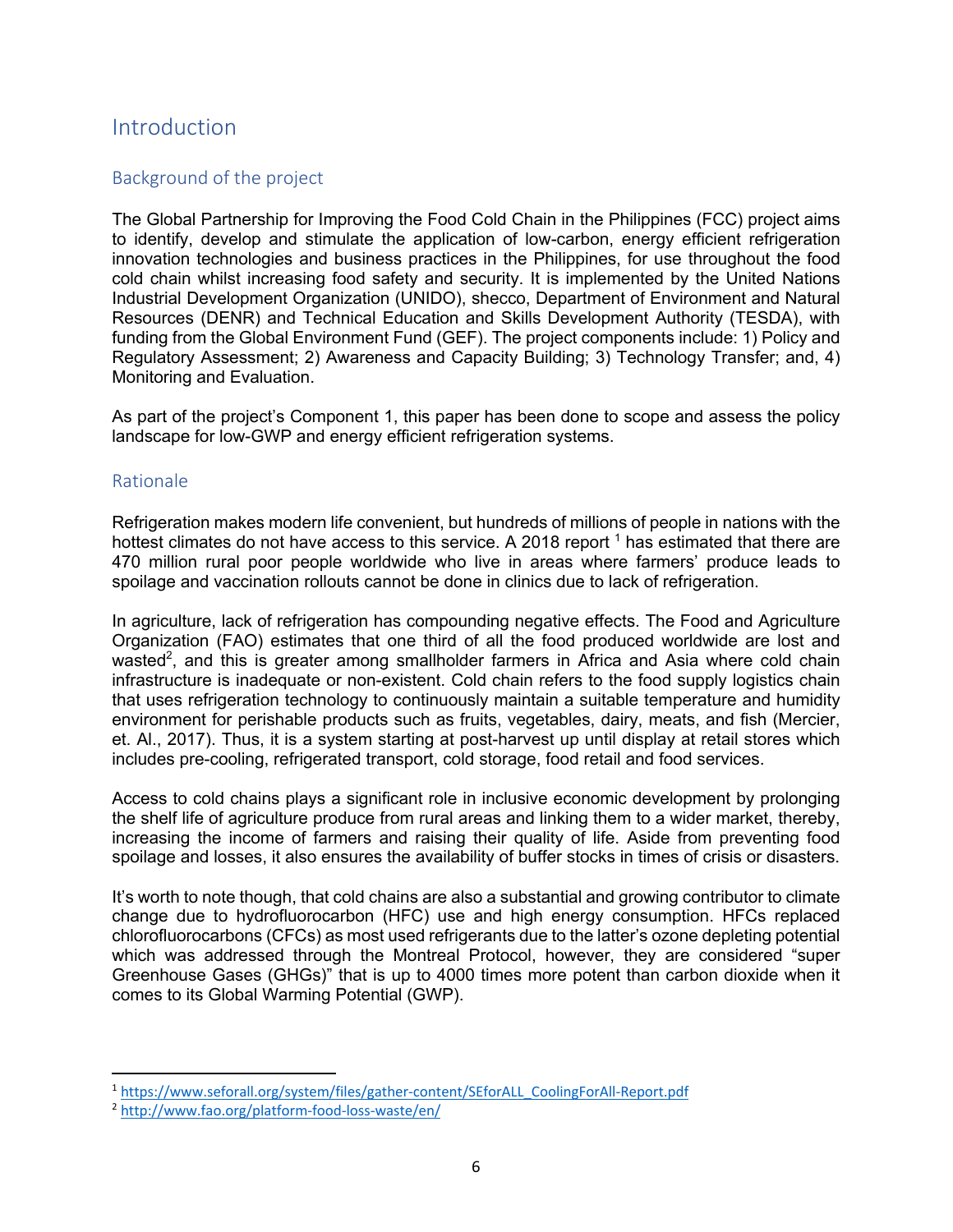# Introduction

## Background of the project

The Global Partnership for Improving the Food Cold Chain in the Philippines (FCC) project aims to identify, develop and stimulate the application of low-carbon, energy efficient refrigeration innovation technologies and business practices in the Philippines, for use throughout the food cold chain whilst increasing food safety and security. It is implemented by the United Nations Industrial Development Organization (UNIDO), shecco, Department of Environment and Natural Resources (DENR) and Technical Education and Skills Development Authority (TESDA), with funding from the Global Environment Fund (GEF). The project components include: 1) Policy and Regulatory Assessment; 2) Awareness and Capacity Building; 3) Technology Transfer; and, 4) Monitoring and Evaluation.

As part of the project's Component 1, this paper has been done to scope and assess the policy landscape for low-GWP and energy efficient refrigeration systems.

## Rationale

Refrigeration makes modern life convenient, but hundreds of millions of people in nations with the hottest climates do not have access to this service. A 2018 report [1] has estimated that there are 470 million rural poor people worldwide who live in areas where farmers' produce leads to spoilage and vaccination rollouts cannot be done in clinics due to lack of refrigeration.

In agriculture, lack of refrigeration has compounding negative effects. The Food and Agriculture Organization (FAO) estimates that one third of all the food produced worldwide are lost and wasted[2], and this is greater among smallholder farmers in Africa and Asia where cold chain infrastructure is inadequate or non-existent. Cold chain refers to the food supply logistics chain that uses refrigeration technology to continuously maintain a suitable temperature and humidity environment for perishable products such as fruits, vegetables, dairy, meats, and fish (Mercier, et. Al., 2017). Thus, it is a system starting at post-harvest up until display at retail stores which includes pre-cooling, refrigerated transport, cold storage, food retail and food services.

Access to cold chains plays a significant role in inclusive economic development by prolonging the shelf life of agriculture produce from rural areas and linking them to a wider market, thereby, increasing the income of farmers and raising their quality of life. Aside from preventing food spoilage and losses, it also ensures the availability of buffer stocks in times of crisis or disasters.

It's worth to note though, that cold chains are also a substantial and growing contributor to climate change due to hydrofluorocarbon (HFC) use and high energy consumption. HFCs replaced chlorofluorocarbons (CFCs) as most used refrigerants due to the latter's ozone depleting potential which was addressed through the Montreal Protocol, however, they are considered "super Greenhouse Gases (GHGs)" that is up to 4000 times more potent than carbon dioxide when it comes to its Global Warming Potential (GWP).

---

[1] https://www.seforall.org/system/files/gather-content/SEforALL_CoolingForAll-Report.pdf

[2] http://www.fao.org/platform-food-loss-waste/en/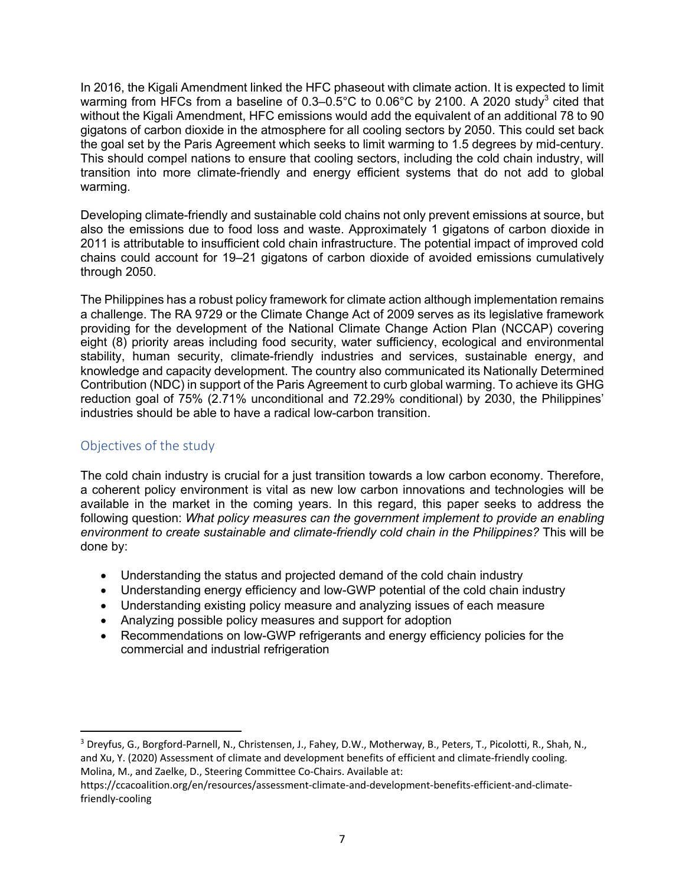In 2016, the Kigali Amendment linked the HFC phaseout with climate action. It is expected to limit warming from HFCs from a baseline of 0.3–0.5°C to 0.06°C by 2100. A 2020 study[3] cited that without the Kigali Amendment, HFC emissions would add the equivalent of an additional 78 to 90 gigatons of carbon dioxide in the atmosphere for all cooling sectors by 2050. This could set back the goal set by the Paris Agreement which seeks to limit warming to 1.5 degrees by mid-century. This should compel nations to ensure that cooling sectors, including the cold chain industry, will transition into more climate-friendly and energy efficient systems that do not add to global warming.

Developing climate-friendly and sustainable cold chains not only prevent emissions at source, but also the emissions due to food loss and waste. Approximately 1 gigatons of carbon dioxide in 2011 is attributable to insufficient cold chain infrastructure. The potential impact of improved cold chains could account for 19–21 gigatons of carbon dioxide of avoided emissions cumulatively through 2050.

The Philippines has a robust policy framework for climate action although implementation remains a challenge. The RA 9729 or the Climate Change Act of 2009 serves as its legislative framework providing for the development of the National Climate Change Action Plan (NCCAP) covering eight (8) priority areas including food security, water sufficiency, ecological and environmental stability, human security, climate-friendly industries and services, sustainable energy, and knowledge and capacity development. The country also communicated its Nationally Determined Contribution (NDC) in support of the Paris Agreement to curb global warming. To achieve its GHG reduction goal of 75% (2.71% unconditional and 72.29% conditional) by 2030, the Philippines' industries should be able to have a radical low-carbon transition.

## Objectives of the study

The cold chain industry is crucial for a just transition towards a low carbon economy. Therefore, a coherent policy environment is vital as new low carbon innovations and technologies will be available in the market in the coming years. In this regard, this paper seeks to address the following question: *What policy measures can the government implement to provide an enabling environment to create sustainable and climate-friendly cold chain in the Philippines?* This will be done by:

- Understanding the status and projected demand of the cold chain industry
- Understanding energy efficiency and low-GWP potential of the cold chain industry
- Understanding existing policy measure and analyzing issues of each measure
- Analyzing possible policy measures and support for adoption
- Recommendations on low-GWP refrigerants and energy efficiency policies for the commercial and industrial refrigeration

[3] Dreyfus, G., Borgford-Parnell, N., Christensen, J., Fahey, D.W., Motherway, B., Peters, T., Picolotti, R., Shah, N., and Xu, Y. (2020) Assessment of climate and development benefits of efficient and climate-friendly cooling. Molina, M., and Zaelke, D., Steering Committee Co-Chairs. Available at: https://ccacoalition.org/en/resources/assessment-climate-and-development-benefits-efficient-and-climate-friendly-cooling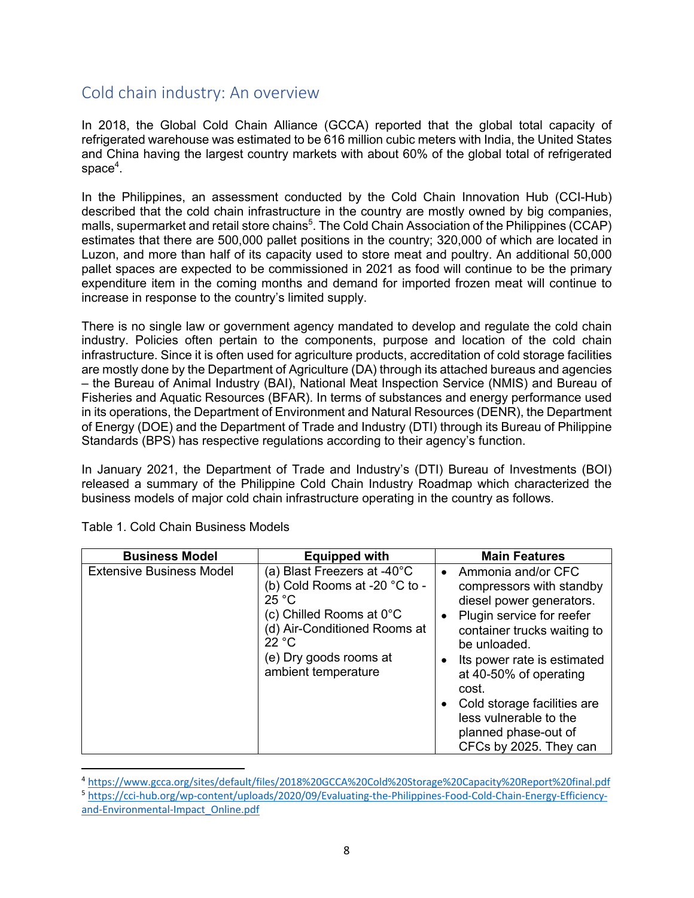## Cold chain industry: An overview

In 2018, the Global Cold Chain Alliance (GCCA) reported that the global total capacity of refrigerated warehouse was estimated to be 616 million cubic meters with India, the United States and China having the largest country markets with about 60% of the global total of refrigerated space[4].

In the Philippines, an assessment conducted by the Cold Chain Innovation Hub (CCI-Hub) described that the cold chain infrastructure in the country are mostly owned by big companies, malls, supermarket and retail store chains[5]. The Cold Chain Association of the Philippines (CCAP) estimates that there are 500,000 pallet positions in the country; 320,000 of which are located in Luzon, and more than half of its capacity used to store meat and poultry. An additional 50,000 pallet spaces are expected to be commissioned in 2021 as food will continue to be the primary expenditure item in the coming months and demand for imported frozen meat will continue to increase in response to the country's limited supply.

There is no single law or government agency mandated to develop and regulate the cold chain industry. Policies often pertain to the components, purpose and location of the cold chain infrastructure. Since it is often used for agriculture products, accreditation of cold storage facilities are mostly done by the Department of Agriculture (DA) through its attached bureaus and agencies – the Bureau of Animal Industry (BAI), National Meat Inspection Service (NMIS) and Bureau of Fisheries and Aquatic Resources (BFAR). In terms of substances and energy performance used in its operations, the Department of Environment and Natural Resources (DENR), the Department of Energy (DOE) and the Department of Trade and Industry (DTI) through its Bureau of Philippine Standards (BPS) has respective regulations according to their agency's function.

In January 2021, the Department of Trade and Industry's (DTI) Bureau of Investments (BOI) released a summary of the Philippine Cold Chain Industry Roadmap which characterized the business models of major cold chain infrastructure operating in the country as follows.

Table 1. Cold Chain Business Models

| Business Model | Equipped with | Main Features |
|---|---|---|
| Extensive Business Model | (a) Blast Freezers at -40°C<br>(b) Cold Rooms at -20 °C to -25 °C<br>(c) Chilled Rooms at 0°C<br>(d) Air-Conditioned Rooms at 22 °C<br>(e) Dry goods rooms at ambient temperature | • Ammonia and/or CFC compressors with standby diesel power generators.<br>• Plugin service for reefer container trucks waiting to be unloaded.<br>• Its power rate is estimated at 40-50% of operating cost.<br>• Cold storage facilities are less vulnerable to the planned phase-out of CFCs by 2025. They can |

[4] https://www.gcca.org/sites/default/files/2018%20GCCA%20Cold%20Storage%20Capacity%20Report%20final.pdf

[5] https://cci-hub.org/wp-content/uploads/2020/09/Evaluating-the-Philippines-Food-Cold-Chain-Energy-Efficiency-and-Environmental-Impact_Online.pdf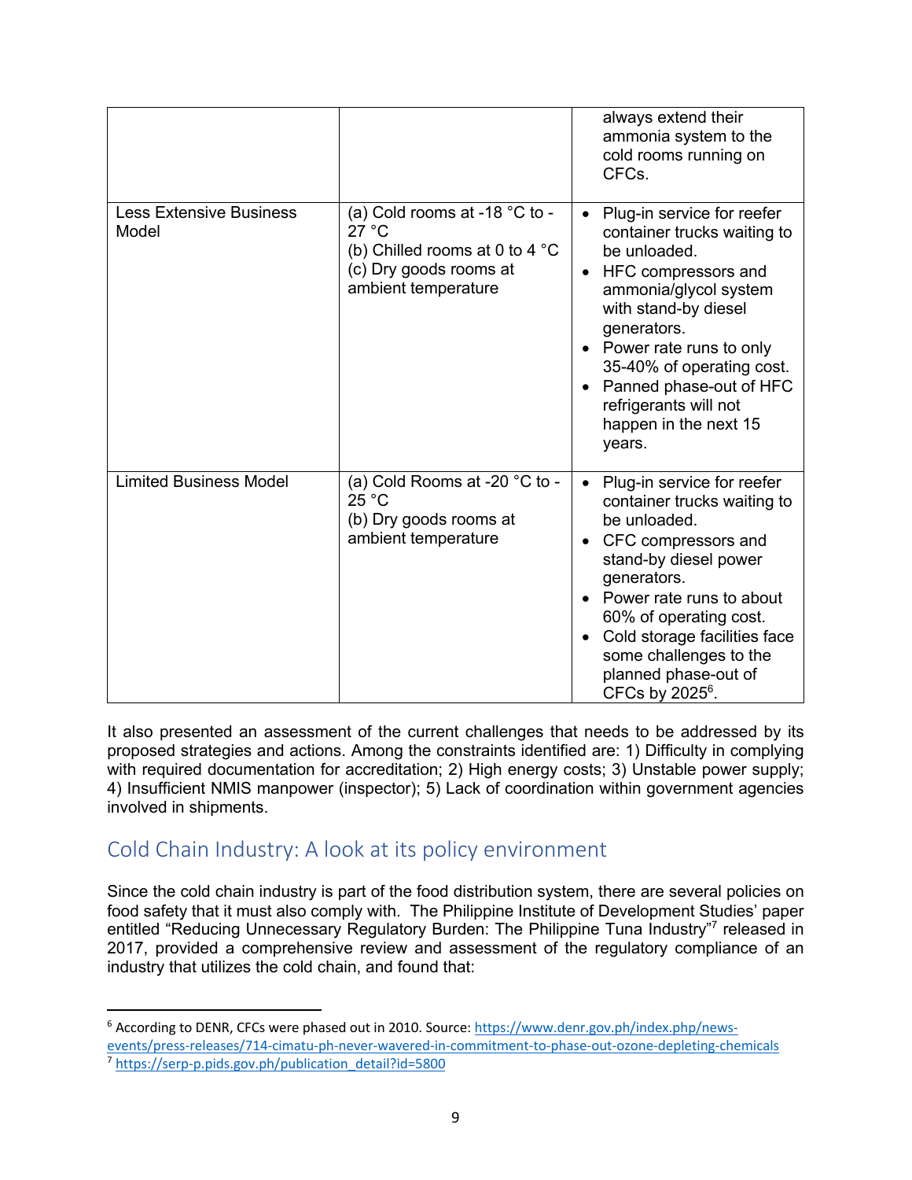| | | always extend their ammonia system to the cold rooms running on CFCs. |
|---|---|---|
| Less Extensive Business Model | (a) Cold rooms at -18 °C to -27 °C<br>(b) Chilled rooms at 0 to 4 °C<br>(c) Dry goods rooms at ambient temperature | • Plug-in service for reefer container trucks waiting to be unloaded.<br>• HFC compressors and ammonia/glycol system with stand-by diesel generators.<br>• Power rate runs to only 35-40% of operating cost.<br>• Panned phase-out of HFC refrigerants will not happen in the next 15 years. |
| Limited Business Model | (a) Cold Rooms at -20 °C to -25 °C<br>(b) Dry goods rooms at ambient temperature | • Plug-in service for reefer container trucks waiting to be unloaded.<br>• CFC compressors and stand-by diesel power generators.<br>• Power rate runs to about 60% of operating cost.<br>• Cold storage facilities face some challenges to the planned phase-out of CFCs by 2025[6]. |

It also presented an assessment of the current challenges that needs to be addressed by its proposed strategies and actions. Among the constraints identified are: 1) Difficulty in complying with required documentation for accreditation; 2) High energy costs; 3) Unstable power supply; 4) Insufficient NMIS manpower (inspector); 5) Lack of coordination within government agencies involved in shipments.

## Cold Chain Industry: A look at its policy environment

Since the cold chain industry is part of the food distribution system, there are several policies on food safety that it must also comply with. The Philippine Institute of Development Studies' paper entitled "Reducing Unnecessary Regulatory Burden: The Philippine Tuna Industry"[7] released in 2017, provided a comprehensive review and assessment of the regulatory compliance of an industry that utilizes the cold chain, and found that:

---

[6] According to DENR, CFCs were phased out in 2010. Source: https://www.denr.gov.ph/index.php/news-events/press-releases/714-cimatu-ph-never-wavered-in-commitment-to-phase-out-ozone-depleting-chemicals

[7] https://serp-p.pids.gov.ph/publication_detail?id=5800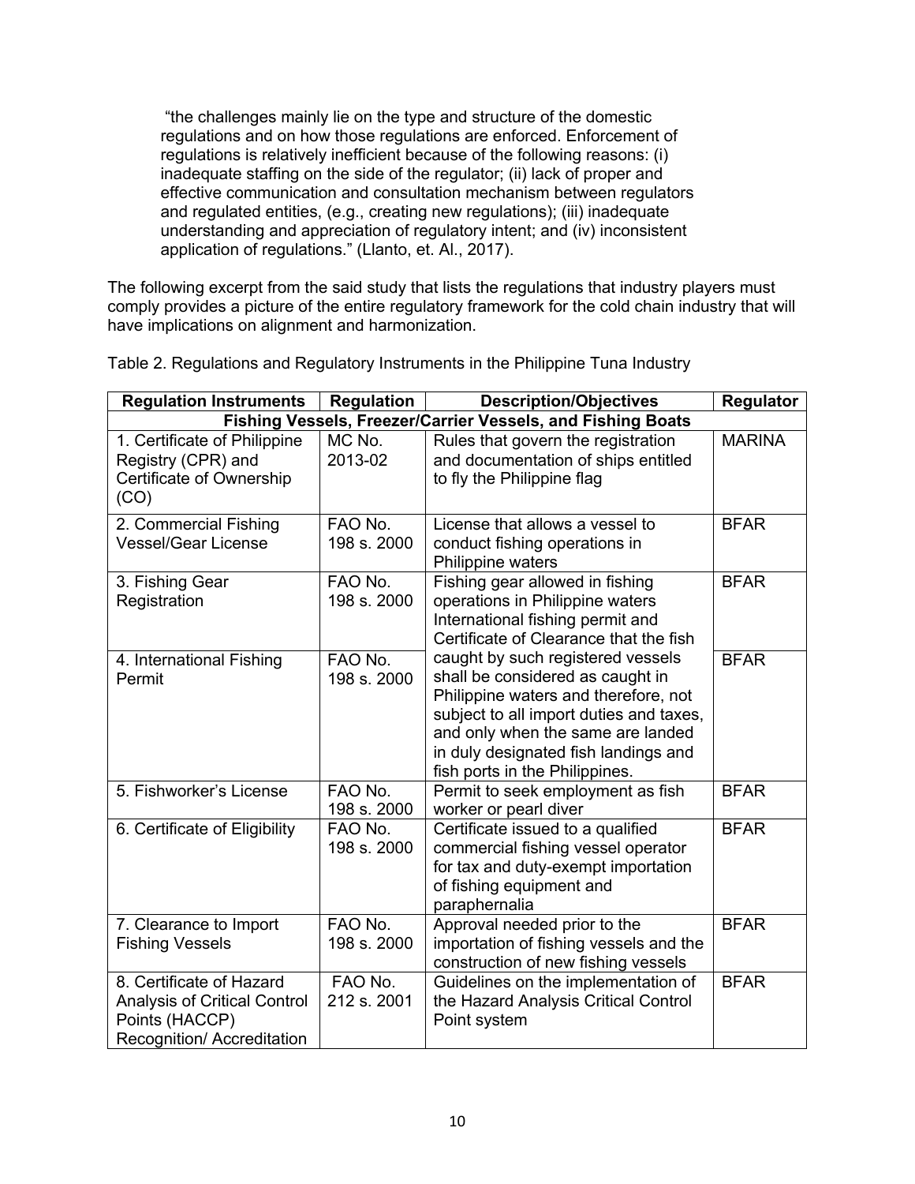"the challenges mainly lie on the type and structure of the domestic regulations and on how those regulations are enforced. Enforcement of regulations is relatively inefficient because of the following reasons: (i) inadequate staffing on the side of the regulator; (ii) lack of proper and effective communication and consultation mechanism between regulators and regulated entities, (e.g., creating new regulations); (iii) inadequate understanding and appreciation of regulatory intent; and (iv) inconsistent application of regulations." (Llanto, et. Al., 2017).

The following excerpt from the said study that lists the regulations that industry players must comply provides a picture of the entire regulatory framework for the cold chain industry that will have implications on alignment and harmonization.

Table 2. Regulations and Regulatory Instruments in the Philippine Tuna Industry

| Regulation Instruments | Regulation | Description/Objectives | Regulator |
|---|---|---|---|
| **Fishing Vessels, Freezer/Carrier Vessels, and Fishing Boats** | | | |
| 1. Certificate of Philippine Registry (CPR) and Certificate of Ownership (CO) | MC No. 2013-02 | Rules that govern the registration and documentation of ships entitled to fly the Philippine flag | MARINA |
| 2. Commercial Fishing Vessel/Gear License | FAO No. 198 s. 2000 | License that allows a vessel to conduct fishing operations in Philippine waters | BFAR |
| 3. Fishing Gear Registration | FAO No. 198 s. 2000 | Fishing gear allowed in fishing operations in Philippine waters | BFAR |
| 4. International Fishing Permit | FAO No. 198 s. 2000 | International fishing permit and Certificate of Clearance that the fish caught by such registered vessels shall be considered as caught in Philippine waters and therefore, not subject to all import duties and taxes, and only when the same are landed in duly designated fish landings and fish ports in the Philippines. | BFAR |
| 5. Fishworker's License | FAO No. 198 s. 2000 | Permit to seek employment as fish worker or pearl diver | BFAR |
| 6. Certificate of Eligibility | FAO No. 198 s. 2000 | Certificate issued to a qualified commercial fishing vessel operator for tax and duty-exempt importation of fishing equipment and paraphernalia | BFAR |
| 7. Clearance to Import Fishing Vessels | FAO No. 198 s. 2000 | Approval needed prior to the importation of fishing vessels and the construction of new fishing vessels | BFAR |
| 8. Certificate of Hazard Analysis of Critical Control Points (HACCP) Recognition/ Accreditation | FAO No. 212 s. 2001 | Guidelines on the implementation of the Hazard Analysis Critical Control Point system | BFAR |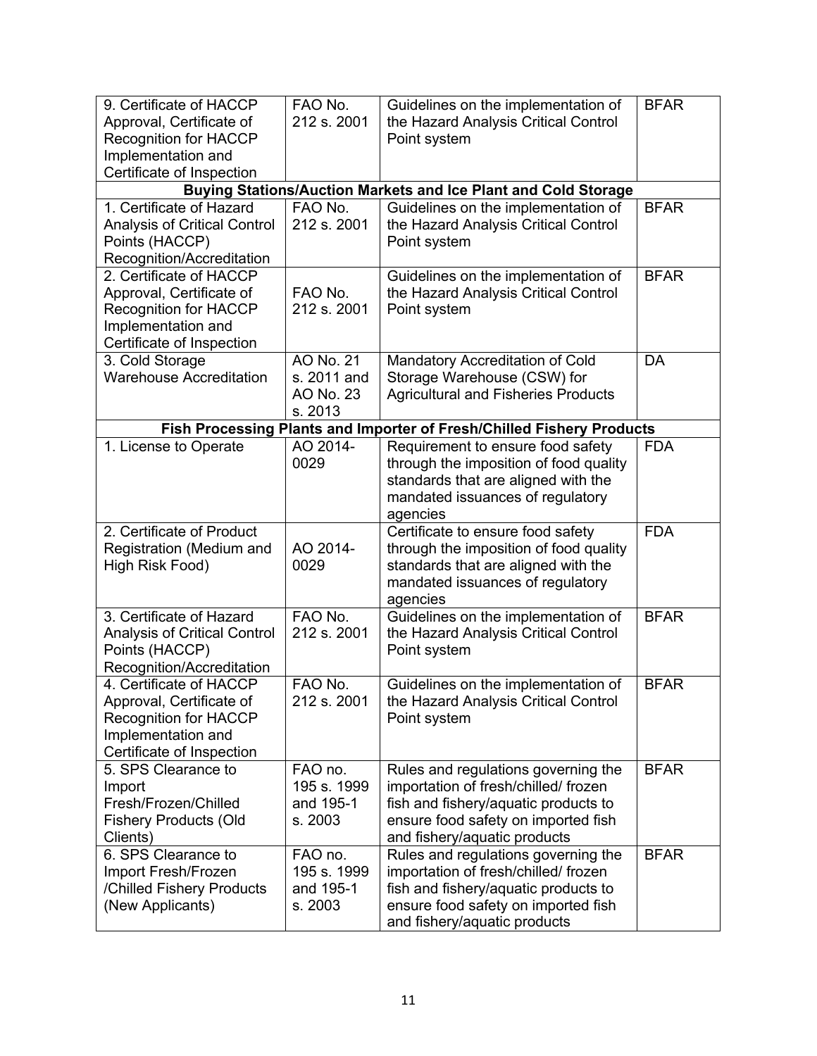| | | | |
|---|---|---|---|
| 9. Certificate of HACCP Approval, Certificate of Recognition for HACCP Implementation and Certificate of Inspection | FAO No. 212 s. 2001 | Guidelines on the implementation of the Hazard Analysis Critical Control Point system | BFAR |
| **Buying Stations/Auction Markets and Ice Plant and Cold Storage** | | | |
| 1. Certificate of Hazard Analysis of Critical Control Points (HACCP) Recognition/Accreditation | FAO No. 212 s. 2001 | Guidelines on the implementation of the Hazard Analysis Critical Control Point system | BFAR |
| 2. Certificate of HACCP Approval, Certificate of Recognition for HACCP Implementation and Certificate of Inspection | FAO No. 212 s. 2001 | Guidelines on the implementation of the Hazard Analysis Critical Control Point system | BFAR |
| 3. Cold Storage Warehouse Accreditation | AO No. 21 s. 2011 and AO No. 23 s. 2013 | Mandatory Accreditation of Cold Storage Warehouse (CSW) for Agricultural and Fisheries Products | DA |
| **Fish Processing Plants and Importer of Fresh/Chilled Fishery Products** | | | |
| 1. License to Operate | AO 2014-0029 | Requirement to ensure food safety through the imposition of food quality standards that are aligned with the mandated issuances of regulatory agencies | FDA |
| 2. Certificate of Product Registration (Medium and High Risk Food) | AO 2014-0029 | Certificate to ensure food safety through the imposition of food quality standards that are aligned with the mandated issuances of regulatory agencies | FDA |
| 3. Certificate of Hazard Analysis of Critical Control Points (HACCP) Recognition/Accreditation | FAO No. 212 s. 2001 | Guidelines on the implementation of the Hazard Analysis Critical Control Point system | BFAR |
| 4. Certificate of HACCP Approval, Certificate of Recognition for HACCP Implementation and Certificate of Inspection | FAO No. 212 s. 2001 | Guidelines on the implementation of the Hazard Analysis Critical Control Point system | BFAR |
| 5. SPS Clearance to Import Fresh/Frozen/Chilled Fishery Products (Old Clients) | FAO no. 195 s. 1999 and 195-1 s. 2003 | Rules and regulations governing the importation of fresh/chilled/ frozen fish and fishery/aquatic products to ensure food safety on imported fish and fishery/aquatic products | BFAR |
| 6. SPS Clearance to Import Fresh/Frozen /Chilled Fishery Products (New Applicants) | FAO no. 195 s. 1999 and 195-1 s. 2003 | Rules and regulations governing the importation of fresh/chilled/ frozen fish and fishery/aquatic products to ensure food safety on imported fish and fishery/aquatic products | BFAR |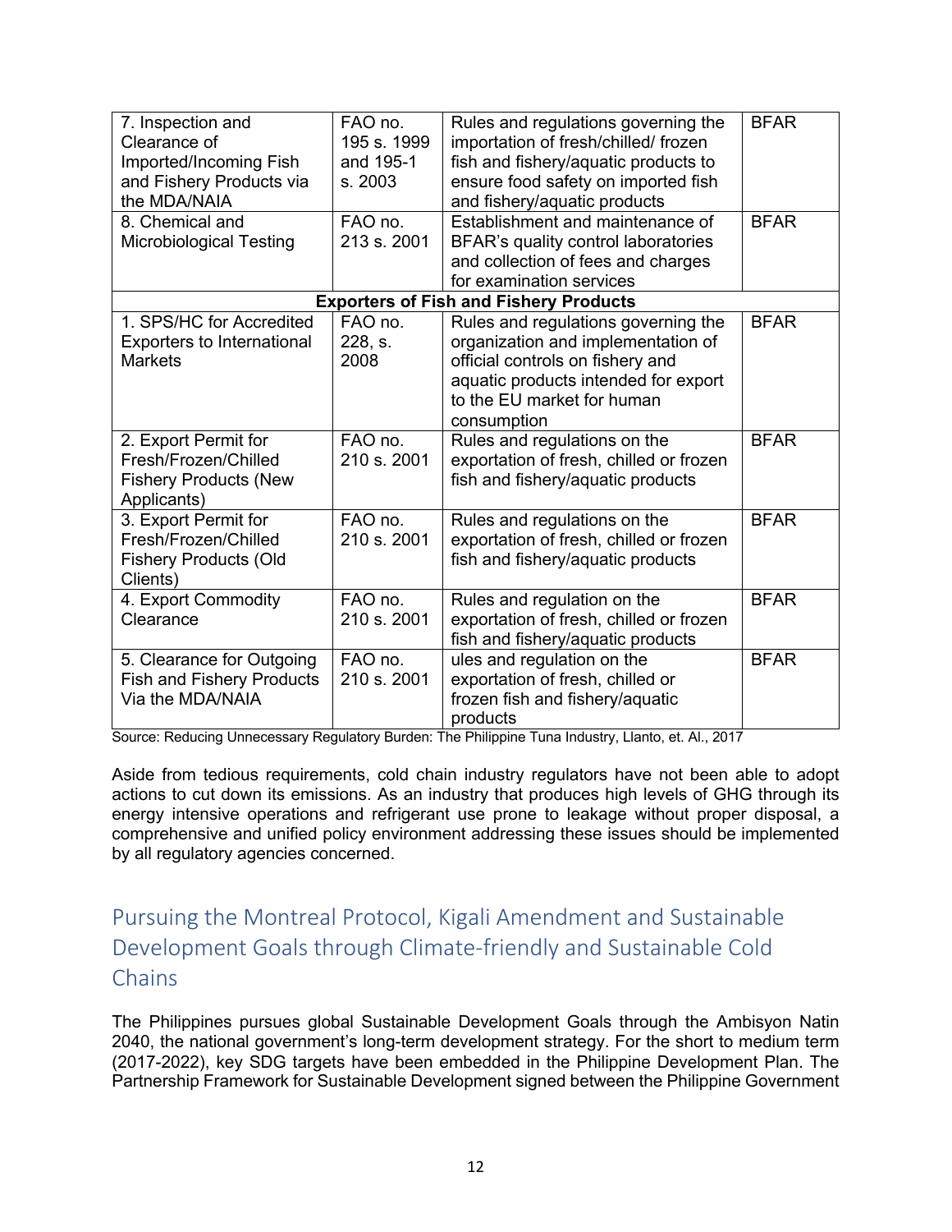| | | | |
|---|---|---|---|
| 7. Inspection and Clearance of Imported/Incoming Fish and Fishery Products via the MDA/NAIA | FAO no. 195 s. 1999 and 195-1 s. 2003 | Rules and regulations governing the importation of fresh/chilled/ frozen fish and fishery/aquatic products to ensure food safety on imported fish and fishery/aquatic products | BFAR |
| 8. Chemical and Microbiological Testing | FAO no. 213 s. 2001 | Establishment and maintenance of BFAR's quality control laboratories and collection of fees and charges for examination services | BFAR |
| **Exporters of Fish and Fishery Products** | | | |
| 1. SPS/HC for Accredited Exporters to International Markets | FAO no. 228, s. 2008 | Rules and regulations governing the organization and implementation of official controls on fishery and aquatic products intended for export to the EU market for human consumption | BFAR |
| 2. Export Permit for Fresh/Frozen/Chilled Fishery Products (New Applicants) | FAO no. 210 s. 2001 | Rules and regulations on the exportation of fresh, chilled or frozen fish and fishery/aquatic products | BFAR |
| 3. Export Permit for Fresh/Frozen/Chilled Fishery Products (Old Clients) | FAO no. 210 s. 2001 | Rules and regulations on the exportation of fresh, chilled or frozen fish and fishery/aquatic products | BFAR |
| 4. Export Commodity Clearance | FAO no. 210 s. 2001 | Rules and regulation on the exportation of fresh, chilled or frozen fish and fishery/aquatic products | BFAR |
| 5. Clearance for Outgoing Fish and Fishery Products Via the MDA/NAIA | FAO no. 210 s. 2001 | ules and regulation on the exportation of fresh, chilled or frozen fish and fishery/aquatic products | BFAR |

Source: Reducing Unnecessary Regulatory Burden: The Philippine Tuna Industry, Llanto, et. Al., 2017

Aside from tedious requirements, cold chain industry regulators have not been able to adopt actions to cut down its emissions. As an industry that produces high levels of GHG through its energy intensive operations and refrigerant use prone to leakage without proper disposal, a comprehensive and unified policy environment addressing these issues should be implemented by all regulatory agencies concerned.

## Pursuing the Montreal Protocol, Kigali Amendment and Sustainable Development Goals through Climate-friendly and Sustainable Cold Chains

The Philippines pursues global Sustainable Development Goals through the Ambisyon Natin 2040, the national government's long-term development strategy. For the short to medium term (2017-2022), key SDG targets have been embedded in the Philippine Development Plan. The Partnership Framework for Sustainable Development signed between the Philippine Government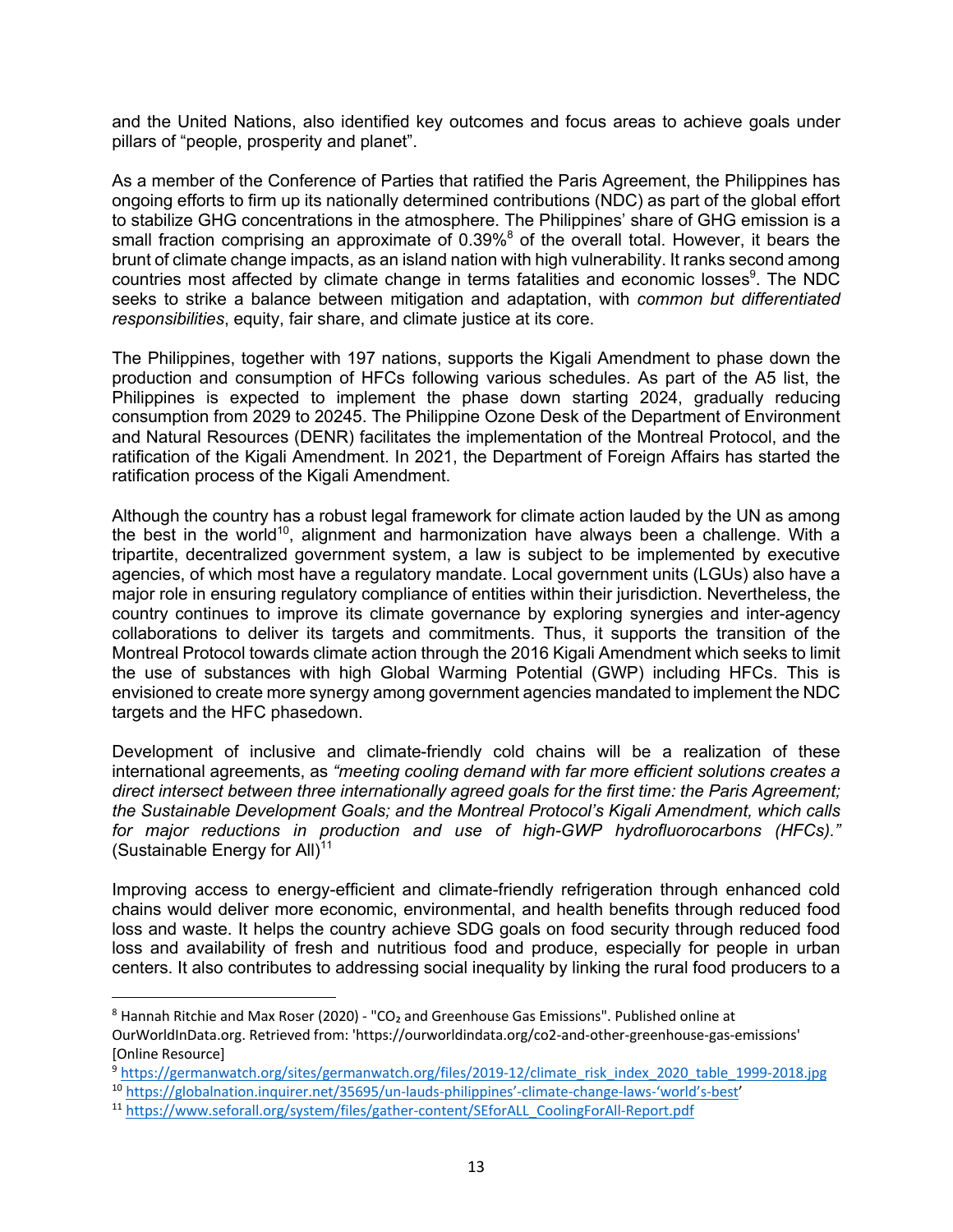and the United Nations, also identified key outcomes and focus areas to achieve goals under pillars of "people, prosperity and planet".

As a member of the Conference of Parties that ratified the Paris Agreement, the Philippines has ongoing efforts to firm up its nationally determined contributions (NDC) as part of the global effort to stabilize GHG concentrations in the atmosphere. The Philippines' share of GHG emission is a small fraction comprising an approximate of 0.39%[8] of the overall total. However, it bears the brunt of climate change impacts, as an island nation with high vulnerability. It ranks second among countries most affected by climate change in terms fatalities and economic losses[9]. The NDC seeks to strike a balance between mitigation and adaptation, with *common but differentiated responsibilities*, equity, fair share, and climate justice at its core.

The Philippines, together with 197 nations, supports the Kigali Amendment to phase down the production and consumption of HFCs following various schedules. As part of the A5 list, the Philippines is expected to implement the phase down starting 2024, gradually reducing consumption from 2029 to 20245. The Philippine Ozone Desk of the Department of Environment and Natural Resources (DENR) facilitates the implementation of the Montreal Protocol, and the ratification of the Kigali Amendment. In 2021, the Department of Foreign Affairs has started the ratification process of the Kigali Amendment.

Although the country has a robust legal framework for climate action lauded by the UN as among the best in the world[10], alignment and harmonization have always been a challenge. With a tripartite, decentralized government system, a law is subject to be implemented by executive agencies, of which most have a regulatory mandate. Local government units (LGUs) also have a major role in ensuring regulatory compliance of entities within their jurisdiction. Nevertheless, the country continues to improve its climate governance by exploring synergies and inter-agency collaborations to deliver its targets and commitments. Thus, it supports the transition of the Montreal Protocol towards climate action through the 2016 Kigali Amendment which seeks to limit the use of substances with high Global Warming Potential (GWP) including HFCs. This is envisioned to create more synergy among government agencies mandated to implement the NDC targets and the HFC phasedown.

Development of inclusive and climate-friendly cold chains will be a realization of these international agreements, as *"meeting cooling demand with far more efficient solutions creates a direct intersect between three internationally agreed goals for the first time: the Paris Agreement; the Sustainable Development Goals; and the Montreal Protocol's Kigali Amendment, which calls for major reductions in production and use of high-GWP hydrofluorocarbons (HFCs)."* (Sustainable Energy for All)[11]

Improving access to energy-efficient and climate-friendly refrigeration through enhanced cold chains would deliver more economic, environmental, and health benefits through reduced food loss and waste. It helps the country achieve SDG goals on food security through reduced food loss and availability of fresh and nutritious food and produce, especially for people in urban centers. It also contributes to addressing social inequality by linking the rural food producers to a

---

[8] Hannah Ritchie and Max Roser (2020) - "$CO_2$ and Greenhouse Gas Emissions". Published online at OurWorldInData.org. Retrieved from: 'https://ourworldindata.org/co2-and-other-greenhouse-gas-emissions' [Online Resource]

[9] https://germanwatch.org/sites/germanwatch.org/files/2019-12/climate_risk_index_2020_table_1999-2018.jpg

[10] https://globalnation.inquirer.net/35695/un-lauds-philippines'-climate-change-laws-'world's-best'

[11] https://www.seforall.org/system/files/gather-content/SEforALL_CoolingForAll-Report.pdf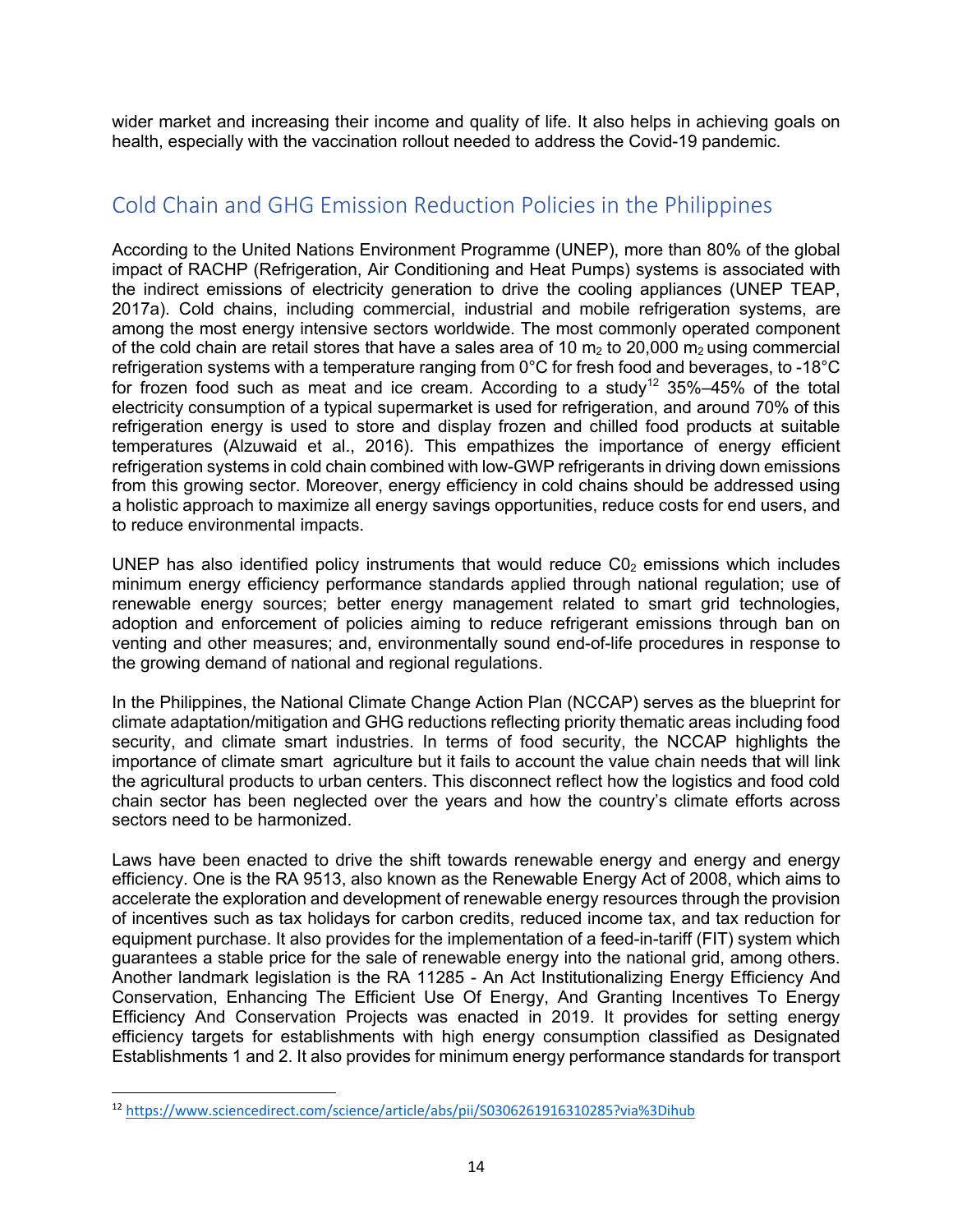wider market and increasing their income and quality of life. It also helps in achieving goals on health, especially with the vaccination rollout needed to address the Covid-19 pandemic.

## Cold Chain and GHG Emission Reduction Policies in the Philippines

According to the United Nations Environment Programme (UNEP), more than 80% of the global impact of RACHP (Refrigeration, Air Conditioning and Heat Pumps) systems is associated with the indirect emissions of electricity generation to drive the cooling appliances (UNEP TEAP, 2017a). Cold chains, including commercial, industrial and mobile refrigeration systems, are among the most energy intensive sectors worldwide. The most commonly operated component of the cold chain are retail stores that have a sales area of 10 $m_2$ to 20,000 $m_2$ using commercial refrigeration systems with a temperature ranging from 0°C for fresh food and beverages, to -18°C for frozen food such as meat and ice cream. According to a study[12] 35%–45% of the total electricity consumption of a typical supermarket is used for refrigeration, and around 70% of this refrigeration energy is used to store and display frozen and chilled food products at suitable temperatures (Alzuwaid et al., 2016). This empathizes the importance of energy efficient refrigeration systems in cold chain combined with low-GWP refrigerants in driving down emissions from this growing sector. Moreover, energy efficiency in cold chains should be addressed using a holistic approach to maximize all energy savings opportunities, reduce costs for end users, and to reduce environmental impacts.

UNEP has also identified policy instruments that would reduce $C0_2$ emissions which includes minimum energy efficiency performance standards applied through national regulation; use of renewable energy sources; better energy management related to smart grid technologies, adoption and enforcement of policies aiming to reduce refrigerant emissions through ban on venting and other measures; and, environmentally sound end-of-life procedures in response to the growing demand of national and regional regulations.

In the Philippines, the National Climate Change Action Plan (NCCAP) serves as the blueprint for climate adaptation/mitigation and GHG reductions reflecting priority thematic areas including food security, and climate smart industries. In terms of food security, the NCCAP highlights the importance of climate smart agriculture but it fails to account the value chain needs that will link the agricultural products to urban centers. This disconnect reflect how the logistics and food cold chain sector has been neglected over the years and how the country's climate efforts across sectors need to be harmonized.

Laws have been enacted to drive the shift towards renewable energy and energy and energy efficiency. One is the RA 9513, also known as the Renewable Energy Act of 2008, which aims to accelerate the exploration and development of renewable energy resources through the provision of incentives such as tax holidays for carbon credits, reduced income tax, and tax reduction for equipment purchase. It also provides for the implementation of a feed-in-tariff (FIT) system which guarantees a stable price for the sale of renewable energy into the national grid, among others. Another landmark legislation is the RA 11285 - An Act Institutionalizing Energy Efficiency And Conservation, Enhancing The Efficient Use Of Energy, And Granting Incentives To Energy Efficiency And Conservation Projects was enacted in 2019. It provides for setting energy efficiency targets for establishments with high energy consumption classified as Designated Establishments 1 and 2. It also provides for minimum energy performance standards for transport

[12] https://www.sciencedirect.com/science/article/abs/pii/S0306261916310285?via%3Dihub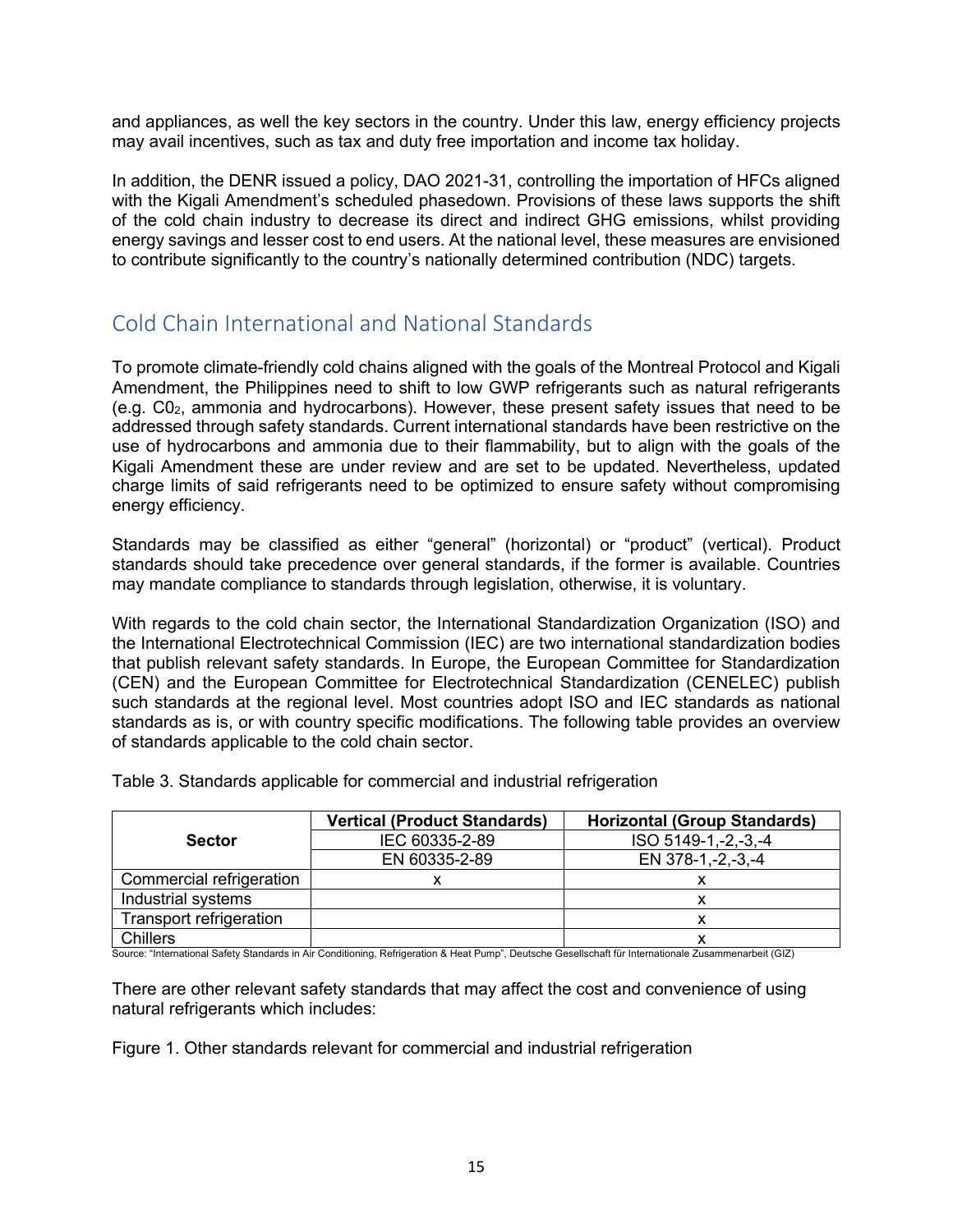and appliances, as well the key sectors in the country. Under this law, energy efficiency projects may avail incentives, such as tax and duty free importation and income tax holiday.

In addition, the DENR issued a policy, DAO 2021-31, controlling the importation of HFCs aligned with the Kigali Amendment's scheduled phasedown. Provisions of these laws supports the shift of the cold chain industry to decrease its direct and indirect GHG emissions, whilst providing energy savings and lesser cost to end users. At the national level, these measures are envisioned to contribute significantly to the country's nationally determined contribution (NDC) targets.

## Cold Chain International and National Standards

To promote climate-friendly cold chains aligned with the goals of the Montreal Protocol and Kigali Amendment, the Philippines need to shift to low GWP refrigerants such as natural refrigerants (e.g. $C0_2$, ammonia and hydrocarbons). However, these present safety issues that need to be addressed through safety standards. Current international standards have been restrictive on the use of hydrocarbons and ammonia due to their flammability, but to align with the goals of the Kigali Amendment these are under review and are set to be updated. Nevertheless, updated charge limits of said refrigerants need to be optimized to ensure safety without compromising energy efficiency.

Standards may be classified as either "general" (horizontal) or "product" (vertical). Product standards should take precedence over general standards, if the former is available. Countries may mandate compliance to standards through legislation, otherwise, it is voluntary.

With regards to the cold chain sector, the International Standardization Organization (ISO) and the International Electrotechnical Commission (IEC) are two international standardization bodies that publish relevant safety standards. In Europe, the European Committee for Standardization (CEN) and the European Committee for Electrotechnical Standardization (CENELEC) publish such standards at the regional level. Most countries adopt ISO and IEC standards as national standards as is, or with country specific modifications. The following table provides an overview of standards applicable to the cold chain sector.

Table 3. Standards applicable for commercial and industrial refrigeration

| Sector | Vertical (Product Standards) | Horizontal (Group Standards) |
|---|---|---|
| | IEC 60335-2-89 | ISO 5149-1,-2,-3,-4 |
| | EN 60335-2-89 | EN 378-1,-2,-3,-4 |
| Commercial refrigeration | x | x |
| Industrial systems | | x |
| Transport refrigeration | | x |
| Chillers | | x |

Source: "International Safety Standards in Air Conditioning, Refrigeration & Heat Pump", Deutsche Gesellschaft für Internationale Zusammenarbeit (GIZ)

There are other relevant safety standards that may affect the cost and convenience of using natural refrigerants which includes:

Figure 1. Other standards relevant for commercial and industrial refrigeration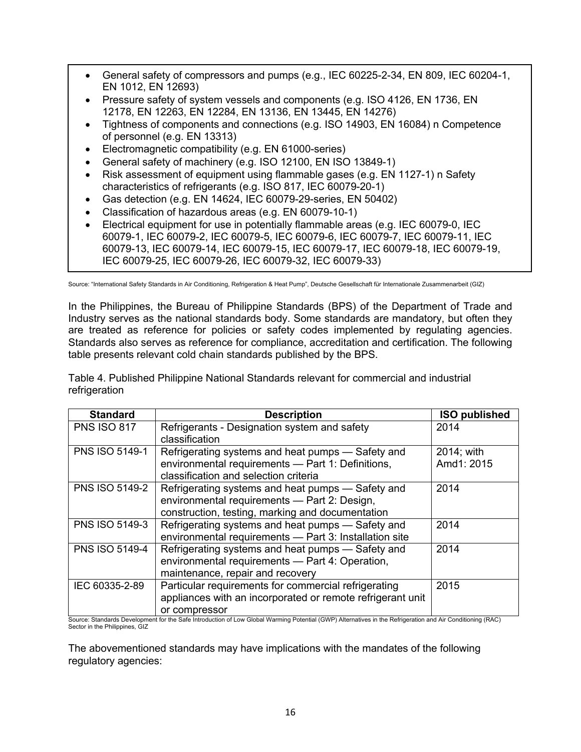- General safety of compressors and pumps (e.g., IEC 60225-2-34, EN 809, IEC 60204-1, EN 1012, EN 12693)
- Pressure safety of system vessels and components (e.g. ISO 4126, EN 1736, EN 12178, EN 12263, EN 12284, EN 13136, EN 13445, EN 14276)
- Tightness of components and connections (e.g. ISO 14903, EN 16084) n Competence of personnel (e.g. EN 13313)
- Electromagnetic compatibility (e.g. EN 61000-series)
- General safety of machinery (e.g. ISO 12100, EN ISO 13849-1)
- Risk assessment of equipment using flammable gases (e.g. EN 1127-1) n Safety characteristics of refrigerants (e.g. ISO 817, IEC 60079-20-1)
- Gas detection (e.g. EN 14624, IEC 60079-29-series, EN 50402)
- Classification of hazardous areas (e.g. EN 60079-10-1)
- Electrical equipment for use in potentially flammable areas (e.g. IEC 60079-0, IEC 60079-1, IEC 60079-2, IEC 60079-5, IEC 60079-6, IEC 60079-7, IEC 60079-11, IEC 60079-13, IEC 60079-14, IEC 60079-15, IEC 60079-17, IEC 60079-18, IEC 60079-19, IEC 60079-25, IEC 60079-26, IEC 60079-32, IEC 60079-33)

Source: "International Safety Standards in Air Conditioning, Refrigeration & Heat Pump", Deutsche Gesellschaft für Internationale Zusammenarbeit (GIZ)

In the Philippines, the Bureau of Philippine Standards (BPS) of the Department of Trade and Industry serves as the national standards body. Some standards are mandatory, but often they are treated as reference for policies or safety codes implemented by regulating agencies. Standards also serves as reference for compliance, accreditation and certification. The following table presents relevant cold chain standards published by the BPS.

Table 4. Published Philippine National Standards relevant for commercial and industrial refrigeration

| Standard | Description | ISO published |
|---|---|---|
| PNS ISO 817 | Refrigerants - Designation system and safety classification | 2014 |
| PNS ISO 5149-1 | Refrigerating systems and heat pumps — Safety and environmental requirements — Part 1: Definitions, classification and selection criteria | 2014; with Amd1: 2015 |
| PNS ISO 5149-2 | Refrigerating systems and heat pumps — Safety and environmental requirements — Part 2: Design, construction, testing, marking and documentation | 2014 |
| PNS ISO 5149-3 | Refrigerating systems and heat pumps — Safety and environmental requirements — Part 3: Installation site | 2014 |
| PNS ISO 5149-4 | Refrigerating systems and heat pumps — Safety and environmental requirements — Part 4: Operation, maintenance, repair and recovery | 2014 |
| IEC 60335-2-89 | Particular requirements for commercial refrigerating appliances with an incorporated or remote refrigerant unit or compressor | 2015 |

Source: Standards Development for the Safe Introduction of Low Global Warming Potential (GWP) Alternatives in the Refrigeration and Air Conditioning (RAC) Sector in the Philippines, GIZ

The abovementioned standards may have implications with the mandates of the following regulatory agencies: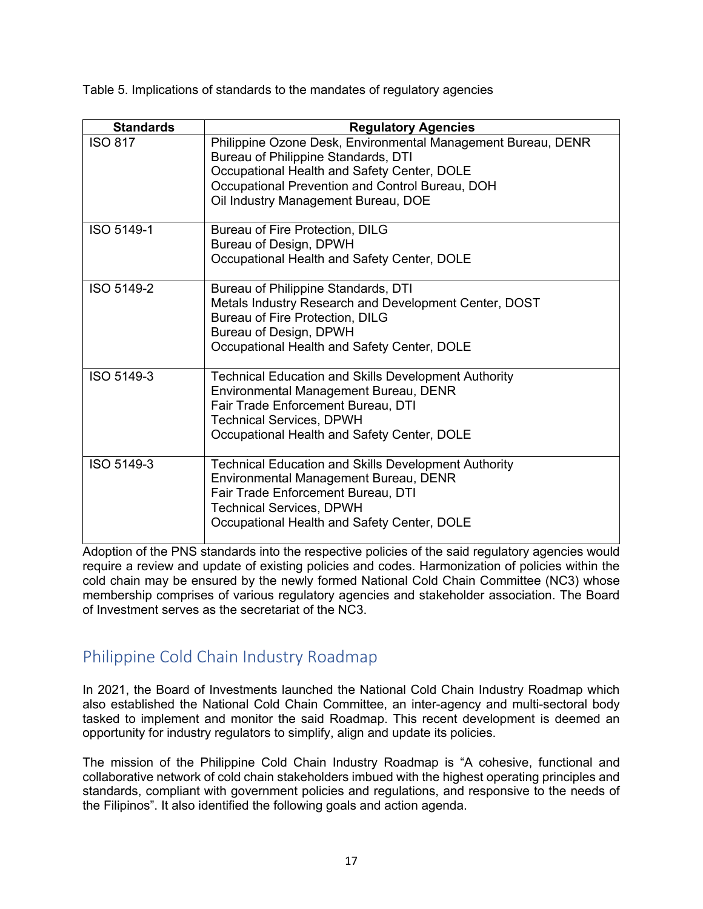Table 5. Implications of standards to the mandates of regulatory agencies

| Standards | Regulatory Agencies |
|---|---|
| ISO 817 | Philippine Ozone Desk, Environmental Management Bureau, DENR<br>Bureau of Philippine Standards, DTI<br>Occupational Health and Safety Center, DOLE<br>Occupational Prevention and Control Bureau, DOH<br>Oil Industry Management Bureau, DOE |
| ISO 5149-1 | Bureau of Fire Protection, DILG<br>Bureau of Design, DPWH<br>Occupational Health and Safety Center, DOLE |
| ISO 5149-2 | Bureau of Philippine Standards, DTI<br>Metals Industry Research and Development Center, DOST<br>Bureau of Fire Protection, DILG<br>Bureau of Design, DPWH<br>Occupational Health and Safety Center, DOLE |
| ISO 5149-3 | Technical Education and Skills Development Authority<br>Environmental Management Bureau, DENR<br>Fair Trade Enforcement Bureau, DTI<br>Technical Services, DPWH<br>Occupational Health and Safety Center, DOLE |
| ISO 5149-3 | Technical Education and Skills Development Authority<br>Environmental Management Bureau, DENR<br>Fair Trade Enforcement Bureau, DTI<br>Technical Services, DPWH<br>Occupational Health and Safety Center, DOLE |

Adoption of the PNS standards into the respective policies of the said regulatory agencies would require a review and update of existing policies and codes. Harmonization of policies within the cold chain may be ensured by the newly formed National Cold Chain Committee (NC3) whose membership comprises of various regulatory agencies and stakeholder association. The Board of Investment serves as the secretariat of the NC3.

## Philippine Cold Chain Industry Roadmap

In 2021, the Board of Investments launched the National Cold Chain Industry Roadmap which also established the National Cold Chain Committee, an inter-agency and multi-sectoral body tasked to implement and monitor the said Roadmap. This recent development is deemed an opportunity for industry regulators to simplify, align and update its policies.

The mission of the Philippine Cold Chain Industry Roadmap is "A cohesive, functional and collaborative network of cold chain stakeholders imbued with the highest operating principles and standards, compliant with government policies and regulations, and responsive to the needs of the Filipinos". It also identified the following goals and action agenda.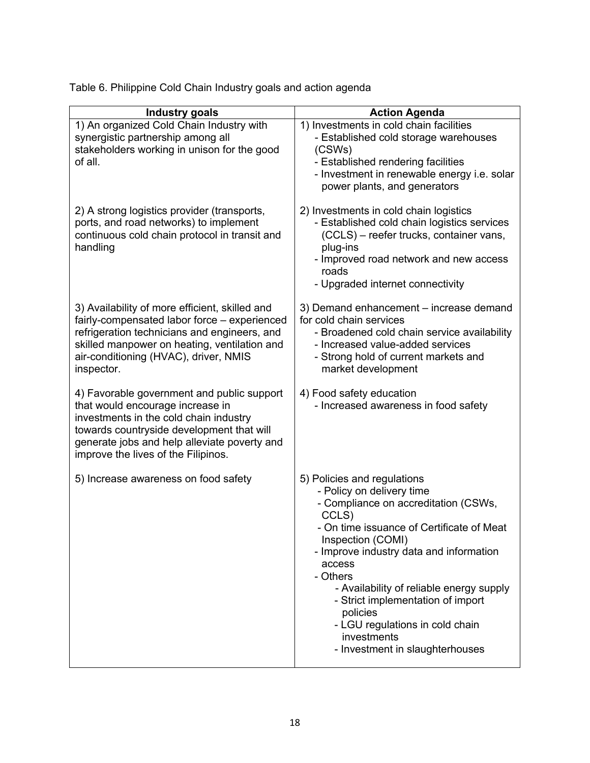Table 6. Philippine Cold Chain Industry goals and action agenda

| Industry goals | Action Agenda |
|---|---|
| 1) An organized Cold Chain Industry with synergistic partnership among all stakeholders working in unison for the good of all. | 1) Investments in cold chain facilities<br>- Established cold storage warehouses (CSWs)<br>- Established rendering facilities<br>- Investment in renewable energy i.e. solar power plants, and generators |
| 2) A strong logistics provider (transports, ports, and road networks) to implement continuous cold chain protocol in transit and handling | 2) Investments in cold chain logistics<br>- Established cold chain logistics services (CCLS) – reefer trucks, container vans, plug-ins<br>- Improved road network and new access roads<br>- Upgraded internet connectivity |
| 3) Availability of more efficient, skilled and fairly-compensated labor force – experienced refrigeration technicians and engineers, and skilled manpower on heating, ventilation and air-conditioning (HVAC), driver, NMIS inspector. | 3) Demand enhancement – increase demand for cold chain services<br>- Broadened cold chain service availability<br>- Increased value-added services<br>- Strong hold of current markets and market development |
| 4) Favorable government and public support that would encourage increase in investments in the cold chain industry towards countryside development that will generate jobs and help alleviate poverty and improve the lives of the Filipinos. | 4) Food safety education<br>- Increased awareness in food safety |
| 5) Increase awareness on food safety | 5) Policies and regulations<br>- Policy on delivery time<br>- Compliance on accreditation (CSWs, CCLS)<br>- On time issuance of Certificate of Meat Inspection (COMI)<br>- Improve industry data and information access<br>- Others<br>- Availability of reliable energy supply<br>- Strict implementation of import policies<br>- LGU regulations in cold chain investments<br>- Investment in slaughterhouses |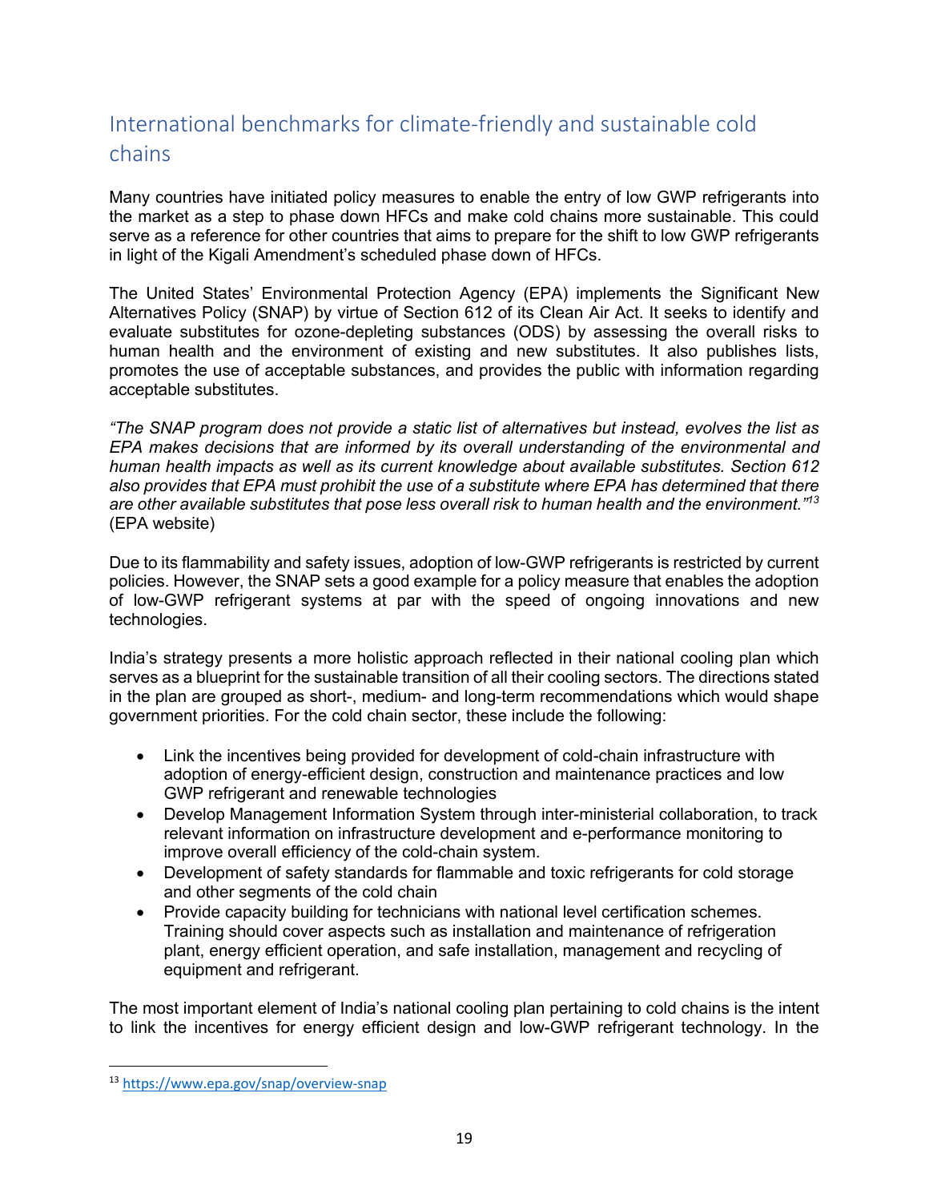## International benchmarks for climate-friendly and sustainable cold chains

Many countries have initiated policy measures to enable the entry of low GWP refrigerants into the market as a step to phase down HFCs and make cold chains more sustainable. This could serve as a reference for other countries that aims to prepare for the shift to low GWP refrigerants in light of the Kigali Amendment's scheduled phase down of HFCs.

The United States' Environmental Protection Agency (EPA) implements the Significant New Alternatives Policy (SNAP) by virtue of Section 612 of its Clean Air Act. It seeks to identify and evaluate substitutes for ozone-depleting substances (ODS) by assessing the overall risks to human health and the environment of existing and new substitutes. It also publishes lists, promotes the use of acceptable substances, and provides the public with information regarding acceptable substitutes.

*"The SNAP program does not provide a static list of alternatives but instead, evolves the list as EPA makes decisions that are informed by its overall understanding of the environmental and human health impacts as well as its current knowledge about available substitutes. Section 612 also provides that EPA must prohibit the use of a substitute where EPA has determined that there are other available substitutes that pose less overall risk to human health and the environment."*[13] (EPA website)

Due to its flammability and safety issues, adoption of low-GWP refrigerants is restricted by current policies. However, the SNAP sets a good example for a policy measure that enables the adoption of low-GWP refrigerant systems at par with the speed of ongoing innovations and new technologies.

India's strategy presents a more holistic approach reflected in their national cooling plan which serves as a blueprint for the sustainable transition of all their cooling sectors. The directions stated in the plan are grouped as short-, medium- and long-term recommendations which would shape government priorities. For the cold chain sector, these include the following:

- Link the incentives being provided for development of cold-chain infrastructure with adoption of energy-efficient design, construction and maintenance practices and low GWP refrigerant and renewable technologies
- Develop Management Information System through inter-ministerial collaboration, to track relevant information on infrastructure development and e-performance monitoring to improve overall efficiency of the cold-chain system.
- Development of safety standards for flammable and toxic refrigerants for cold storage and other segments of the cold chain
- Provide capacity building for technicians with national level certification schemes. Training should cover aspects such as installation and maintenance of refrigeration plant, energy efficient operation, and safe installation, management and recycling of equipment and refrigerant.

The most important element of India's national cooling plan pertaining to cold chains is the intent to link the incentives for energy efficient design and low-GWP refrigerant technology. In the

[13] https://www.epa.gov/snap/overview-snap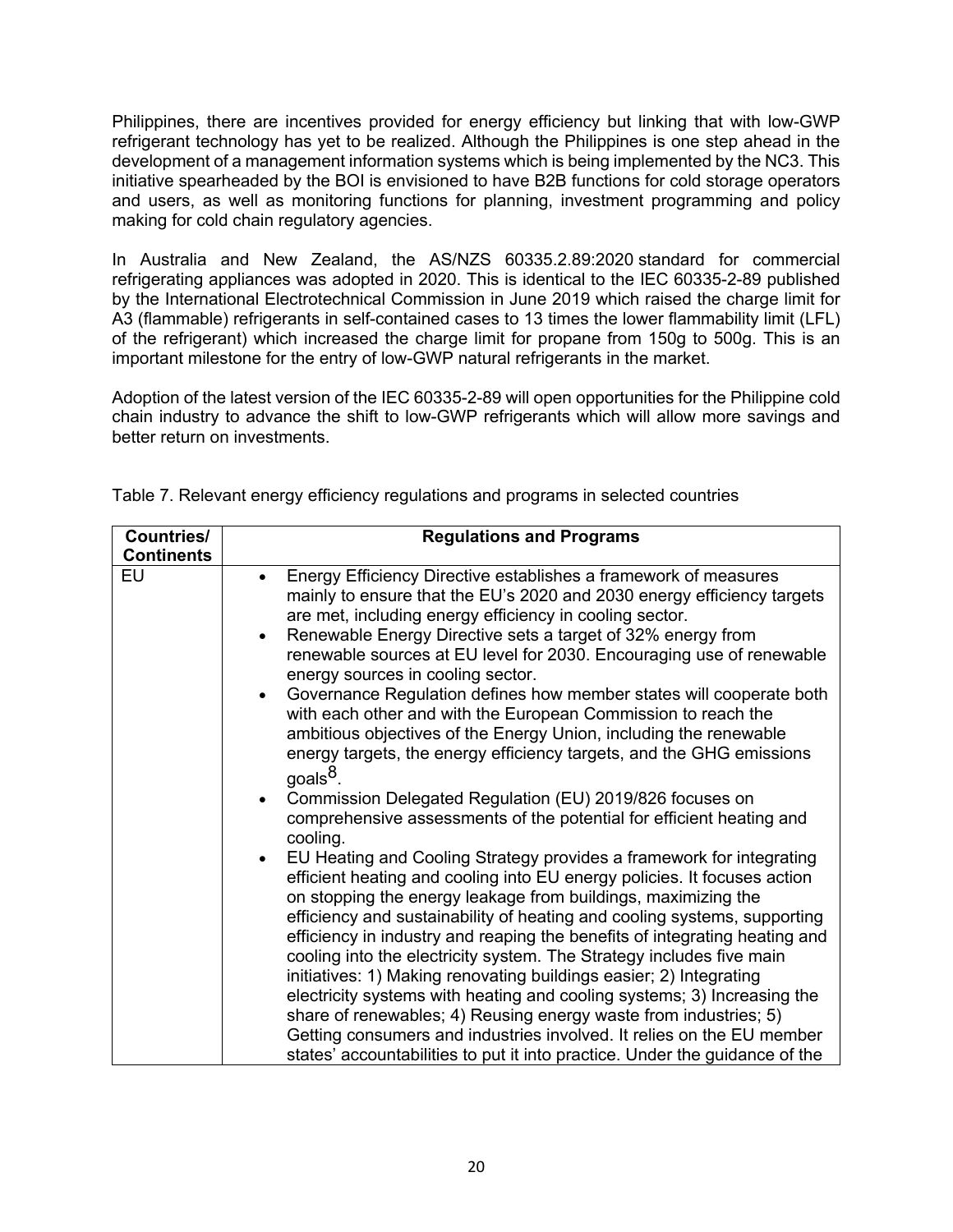Philippines, there are incentives provided for energy efficiency but linking that with low-GWP refrigerant technology has yet to be realized. Although the Philippines is one step ahead in the development of a management information systems which is being implemented by the NC3. This initiative spearheaded by the BOI is envisioned to have B2B functions for cold storage operators and users, as well as monitoring functions for planning, investment programming and policy making for cold chain regulatory agencies.

In Australia and New Zealand, the AS/NZS 60335.2.89:2020 standard for commercial refrigerating appliances was adopted in 2020. This is identical to the IEC 60335-2-89 published by the International Electrotechnical Commission in June 2019 which raised the charge limit for A3 (flammable) refrigerants in self-contained cases to 13 times the lower flammability limit (LFL) of the refrigerant) which increased the charge limit for propane from 150g to 500g. This is an important milestone for the entry of low-GWP natural refrigerants in the market.

Adoption of the latest version of the IEC 60335-2-89 will open opportunities for the Philippine cold chain industry to advance the shift to low-GWP refrigerants which will allow more savings and better return on investments.

Table 7. Relevant energy efficiency regulations and programs in selected countries

| Countries/ Continents | Regulations and Programs |
|---|---|
| EU | • Energy Efficiency Directive establishes a framework of measures mainly to ensure that the EU's 2020 and 2030 energy efficiency targets are met, including energy efficiency in cooling sector.<br>• Renewable Energy Directive sets a target of 32% energy from renewable sources at EU level for 2030. Encouraging use of renewable energy sources in cooling sector.<br>• Governance Regulation defines how member states will cooperate both with each other and with the European Commission to reach the ambitious objectives of the Energy Union, including the renewable energy targets, the energy efficiency targets, and the GHG emissions goals[8].<br>• Commission Delegated Regulation (EU) 2019/826 focuses on comprehensive assessments of the potential for efficient heating and cooling.<br>• EU Heating and Cooling Strategy provides a framework for integrating efficient heating and cooling into EU energy policies. It focuses action on stopping the energy leakage from buildings, maximizing the efficiency and sustainability of heating and cooling systems, supporting efficiency in industry and reaping the benefits of integrating heating and cooling into the electricity system. The Strategy includes five main initiatives: 1) Making renovating buildings easier; 2) Integrating electricity systems with heating and cooling systems; 3) Increasing the share of renewables; 4) Reusing energy waste from industries; 5) Getting consumers and industries involved. It relies on the EU member states' accountabilities to put it into practice. Under the guidance of the |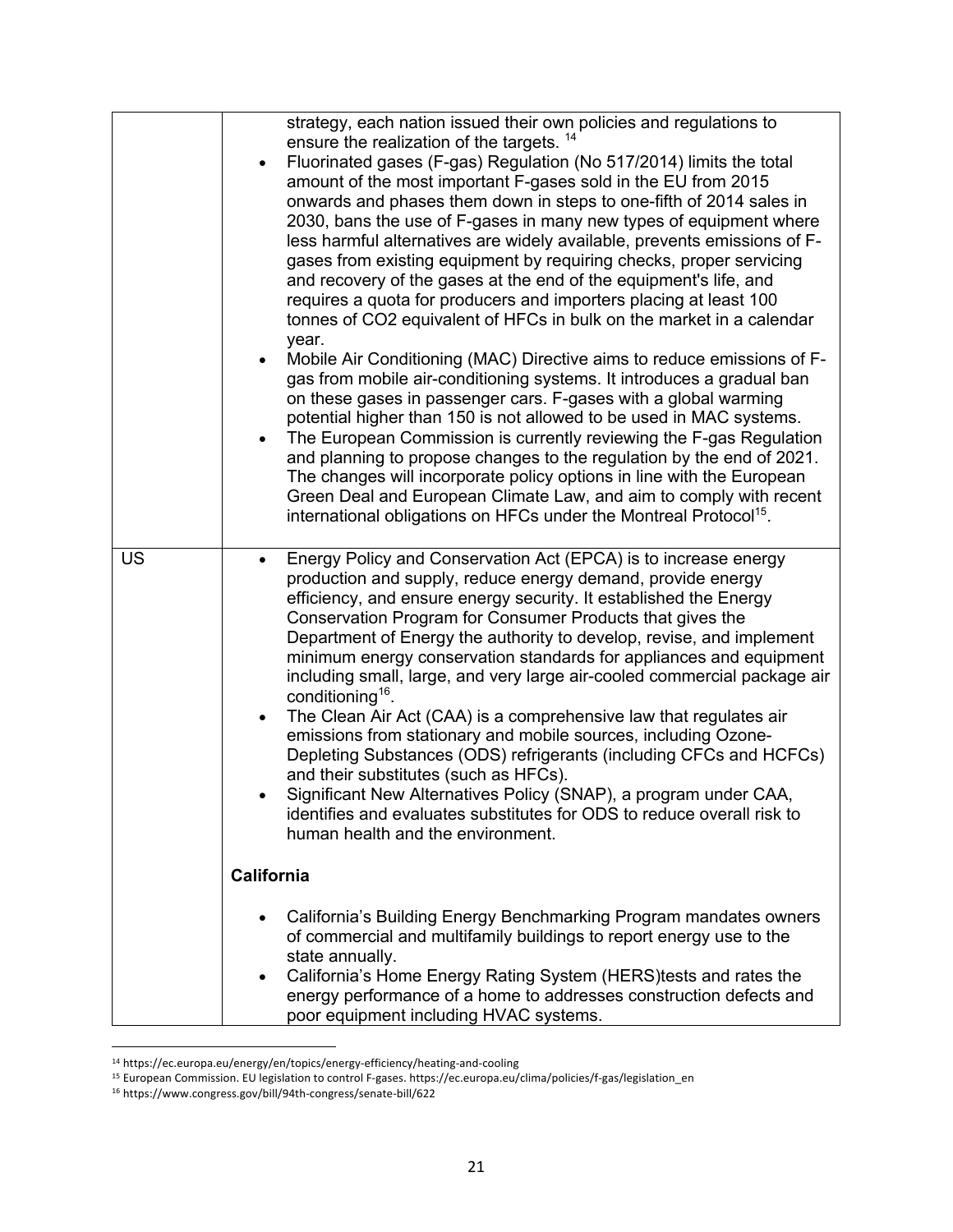| | |
|---|---|
| | strategy, each nation issued their own policies and regulations to ensure the realization of the targets. [14]<br>• Fluorinated gases (F-gas) Regulation (No 517/2014) limits the total amount of the most important F-gases sold in the EU from 2015 onwards and phases them down in steps to one-fifth of 2014 sales in 2030, bans the use of F-gases in many new types of equipment where less harmful alternatives are widely available, prevents emissions of F-gases from existing equipment by requiring checks, proper servicing and recovery of the gases at the end of the equipment's life, and requires a quota for producers and importers placing at least 100 tonnes of $CO_2$ equivalent of HFCs in bulk on the market in a calendar year.<br>• Mobile Air Conditioning (MAC) Directive aims to reduce emissions of F-gas from mobile air-conditioning systems. It introduces a gradual ban on these gases in passenger cars. F-gases with a global warming potential higher than 150 is not allowed to be used in MAC systems.<br>• The European Commission is currently reviewing the F-gas Regulation and planning to propose changes to the regulation by the end of 2021. The changes will incorporate policy options in line with the European Green Deal and European Climate Law, and aim to comply with recent international obligations on HFCs under the Montreal Protocol[15]. |
| US | • Energy Policy and Conservation Act (EPCA) is to increase energy production and supply, reduce energy demand, provide energy efficiency, and ensure energy security. It established the Energy Conservation Program for Consumer Products that gives the Department of Energy the authority to develop, revise, and implement minimum energy conservation standards for appliances and equipment including small, large, and very large air-cooled commercial package air conditioning[16].<br>• The Clean Air Act (CAA) is a comprehensive law that regulates air emissions from stationary and mobile sources, including Ozone-Depleting Substances (ODS) refrigerants (including CFCs and HCFCs) and their substitutes (such as HFCs).<br>• Significant New Alternatives Policy (SNAP), a program under CAA, identifies and evaluates substitutes for ODS to reduce overall risk to human health and the environment.<br><br>**California**<br><br>• California's Building Energy Benchmarking Program mandates owners of commercial and multifamily buildings to report energy use to the state annually.<br>• California's Home Energy Rating System (HERS)tests and rates the energy performance of a home to addresses construction defects and poor equipment including HVAC systems. |

[14] https://ec.europa.eu/energy/en/topics/energy-efficiency/heating-and-cooling

[15] European Commission. EU legislation to control F-gases. https://ec.europa.eu/clima/policies/f-gas/legislation_en

[16] https://www.congress.gov/bill/94th-congress/senate-bill/622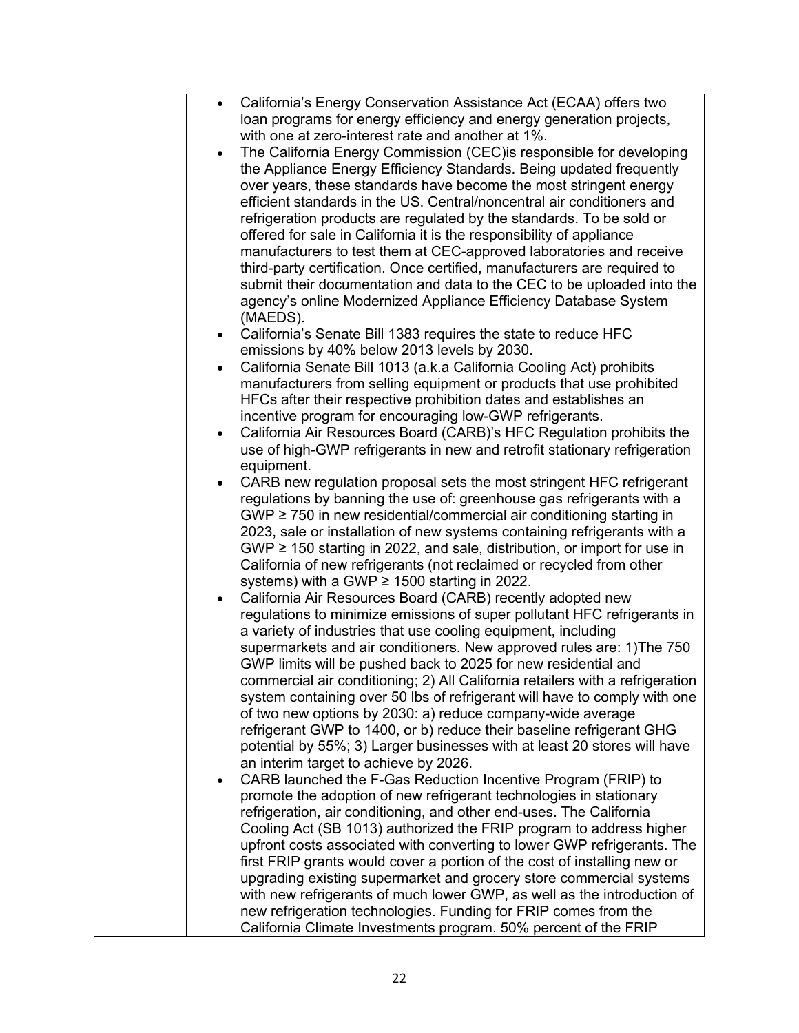|  |  |
|---|---|
|  | • California's Energy Conservation Assistance Act (ECAA) offers two loan programs for energy efficiency and energy generation projects, with one at zero-interest rate and another at 1%.<br>• The California Energy Commission (CEC)is responsible for developing the Appliance Energy Efficiency Standards. Being updated frequently over years, these standards have become the most stringent energy efficient standards in the US. Central/noncentral air conditioners and refrigeration products are regulated by the standards. To be sold or offered for sale in California it is the responsibility of appliance manufacturers to test them at CEC-approved laboratories and receive third-party certification. Once certified, manufacturers are required to submit their documentation and data to the CEC to be uploaded into the agency's online Modernized Appliance Efficiency Database System (MAEDS).<br>• California's Senate Bill 1383 requires the state to reduce HFC emissions by 40% below 2013 levels by 2030.<br>• California Senate Bill 1013 (a.k.a California Cooling Act) prohibits manufacturers from selling equipment or products that use prohibited HFCs after their respective prohibition dates and establishes an incentive program for encouraging low-GWP refrigerants.<br>• California Air Resources Board (CARB)'s HFC Regulation prohibits the use of high-GWP refrigerants in new and retrofit stationary refrigeration equipment.<br>• CARB new regulation proposal sets the most stringent HFC refrigerant regulations by banning the use of: greenhouse gas refrigerants with a GWP ≥ 750 in new residential/commercial air conditioning starting in 2023, sale or installation of new systems containing refrigerants with a GWP ≥ 150 starting in 2022, and sale, distribution, or import for use in California of new refrigerants (not reclaimed or recycled from other systems) with a GWP ≥ 1500 starting in 2022.<br>• California Air Resources Board (CARB) recently adopted new regulations to minimize emissions of super pollutant HFC refrigerants in a variety of industries that use cooling equipment, including supermarkets and air conditioners. New approved rules are: 1)The 750 GWP limits will be pushed back to 2025 for new residential and commercial air conditioning; 2) All California retailers with a refrigeration system containing over 50 lbs of refrigerant will have to comply with one of two new options by 2030: a) reduce company-wide average refrigerant GWP to 1400, or b) reduce their baseline refrigerant GHG potential by 55%; 3) Larger businesses with at least 20 stores will have an interim target to achieve by 2026.<br>• CARB launched the F-Gas Reduction Incentive Program (FRIP) to promote the adoption of new refrigerant technologies in stationary refrigeration, air conditioning, and other end-uses. The California Cooling Act (SB 1013) authorized the FRIP program to address higher upfront costs associated with converting to lower GWP refrigerants. The first FRIP grants would cover a portion of the cost of installing new or upgrading existing supermarket and grocery store commercial systems with new refrigerants of much lower GWP, as well as the introduction of new refrigeration technologies. Funding for FRIP comes from the California Climate Investments program. 50% percent of the FRIP |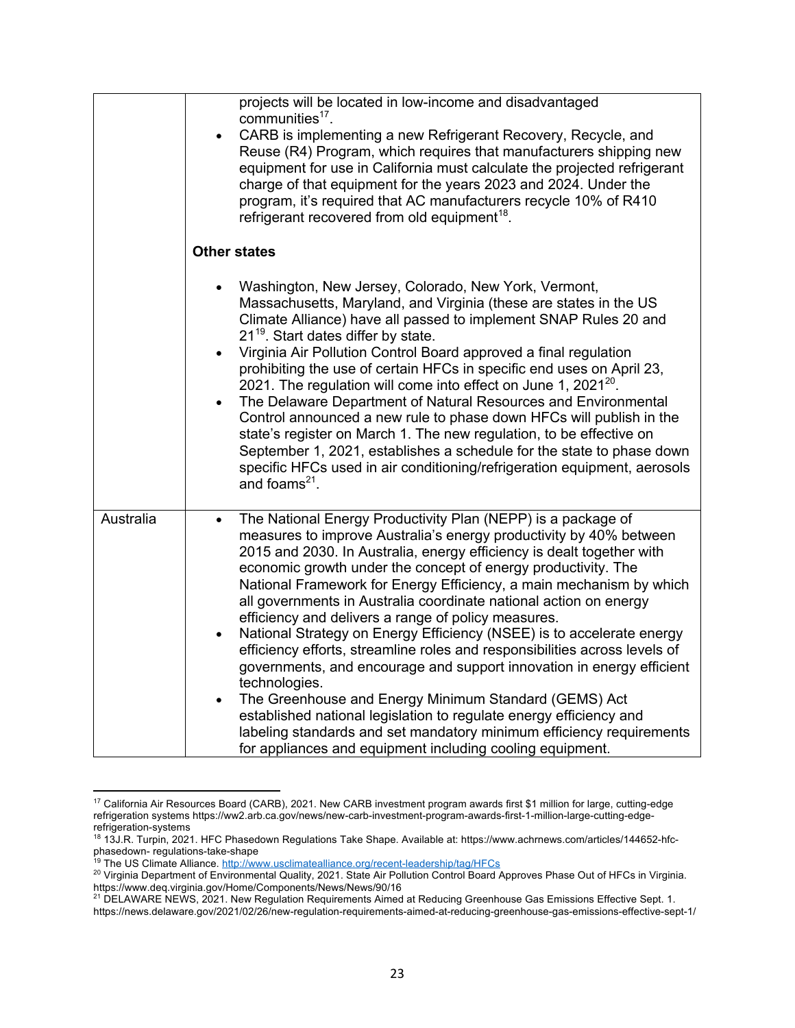| | |
|---|---|
| | projects will be located in low-income and disadvantaged communities[17].<br>• CARB is implementing a new Refrigerant Recovery, Recycle, and Reuse (R4) Program, which requires that manufacturers shipping new equipment for use in California must calculate the projected refrigerant charge of that equipment for the years 2023 and 2024. Under the program, it's required that AC manufacturers recycle 10% of R410 refrigerant recovered from old equipment[18].<br><br>**Other states**<br><br>• Washington, New Jersey, Colorado, New York, Vermont, Massachusetts, Maryland, and Virginia (these are states in the US Climate Alliance) have all passed to implement SNAP Rules 20 and 21[19]. Start dates differ by state.<br>• Virginia Air Pollution Control Board approved a final regulation prohibiting the use of certain HFCs in specific end uses on April 23, 2021. The regulation will come into effect on June 1, 2021[20].<br>• The Delaware Department of Natural Resources and Environmental Control announced a new rule to phase down HFCs will publish in the state's register on March 1. The new regulation, to be effective on September 1, 2021, establishes a schedule for the state to phase down specific HFCs used in air conditioning/refrigeration equipment, aerosols and foams[21]. |
| Australia | • The National Energy Productivity Plan (NEPP) is a package of measures to improve Australia's energy productivity by 40% between 2015 and 2030. In Australia, energy efficiency is dealt together with economic growth under the concept of energy productivity. The National Framework for Energy Efficiency, a main mechanism by which all governments in Australia coordinate national action on energy efficiency and delivers a range of policy measures.<br>• National Strategy on Energy Efficiency (NSEE) is to accelerate energy efficiency efforts, streamline roles and responsibilities across levels of governments, and encourage and support innovation in energy efficient technologies.<br>• The Greenhouse and Energy Minimum Standard (GEMS) Act established national legislation to regulate energy efficiency and labeling standards and set mandatory minimum efficiency requirements for appliances and equipment including cooling equipment. |

[17] California Air Resources Board (CARB), 2021. New CARB investment program awards first $1 million for large, cutting-edge refrigeration systems https://ww2.arb.ca.gov/news/new-carb-investment-program-awards-first-1-million-large-cutting-edge-refrigeration-systems

[18] 13J.R. Turpin, 2021. HFC Phasedown Regulations Take Shape. Available at: https://www.achrnews.com/articles/144652-hfc-phasedown- regulations-take-shape

[19] The US Climate Alliance. http://www.usclimatealliance.org/recent-leadership/tag/HFCs

[20] Virginia Department of Environmental Quality, 2021. State Air Pollution Control Board Approves Phase Out of HFCs in Virginia. https://www.deq.virginia.gov/Home/Components/News/News/90/16

[21] DELAWARE NEWS, 2021. New Regulation Requirements Aimed at Reducing Greenhouse Gas Emissions Effective Sept. 1. https://news.delaware.gov/2021/02/26/new-regulation-requirements-aimed-at-reducing-greenhouse-gas-emissions-effective-sept-1/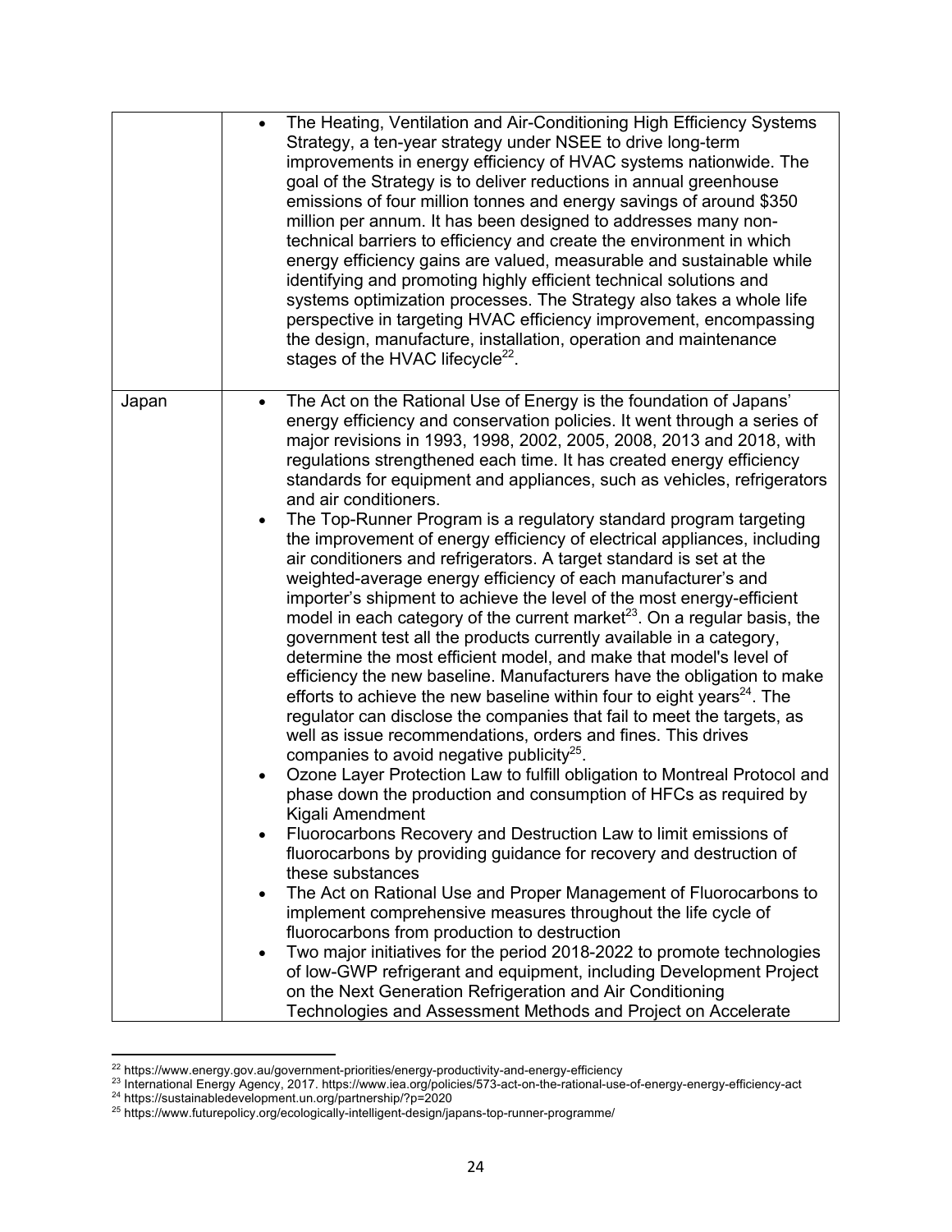| | |
|---|---|
| | • The Heating, Ventilation and Air-Conditioning High Efficiency Systems Strategy, a ten-year strategy under NSEE to drive long-term improvements in energy efficiency of HVAC systems nationwide. The goal of the Strategy is to deliver reductions in annual greenhouse emissions of four million tonnes and energy savings of around $350 million per annum. It has been designed to addresses many non-technical barriers to efficiency and create the environment in which energy efficiency gains are valued, measurable and sustainable while identifying and promoting highly efficient technical solutions and systems optimization processes. The Strategy also takes a whole life perspective in targeting HVAC efficiency improvement, encompassing the design, manufacture, installation, operation and maintenance stages of the HVAC lifecycle[22]. |
| Japan | • The Act on the Rational Use of Energy is the foundation of Japans' energy efficiency and conservation policies. It went through a series of major revisions in 1993, 1998, 2002, 2005, 2008, 2013 and 2018, with regulations strengthened each time. It has created energy efficiency standards for equipment and appliances, such as vehicles, refrigerators and air conditioners.<br>• The Top-Runner Program is a regulatory standard program targeting the improvement of energy efficiency of electrical appliances, including air conditioners and refrigerators. A target standard is set at the weighted-average energy efficiency of each manufacturer's and importer's shipment to achieve the level of the most energy-efficient model in each category of the current market[23]. On a regular basis, the government test all the products currently available in a category, determine the most efficient model, and make that model's level of efficiency the new baseline. Manufacturers have the obligation to make efforts to achieve the new baseline within four to eight years[24]. The regulator can disclose the companies that fail to meet the targets, as well as issue recommendations, orders and fines. This drives companies to avoid negative publicity[25].<br>• Ozone Layer Protection Law to fulfill obligation to Montreal Protocol and phase down the production and consumption of HFCs as required by Kigali Amendment<br>• Fluorocarbons Recovery and Destruction Law to limit emissions of fluorocarbons by providing guidance for recovery and destruction of these substances<br>• The Act on Rational Use and Proper Management of Fluorocarbons to implement comprehensive measures throughout the life cycle of fluorocarbons from production to destruction<br>• Two major initiatives for the period 2018-2022 to promote technologies of low-GWP refrigerant and equipment, including Development Project on the Next Generation Refrigeration and Air Conditioning Technologies and Assessment Methods and Project on Accelerate |

[22] https://www.energy.gov.au/government-priorities/energy-productivity-and-energy-efficiency

[23] International Energy Agency, 2017. https://www.iea.org/policies/573-act-on-the-rational-use-of-energy-energy-efficiency-act

[24] https://sustainabledevelopment.un.org/partnership/?p=2020

[25] https://www.futurepolicy.org/ecologically-intelligent-design/japans-top-runner-programme/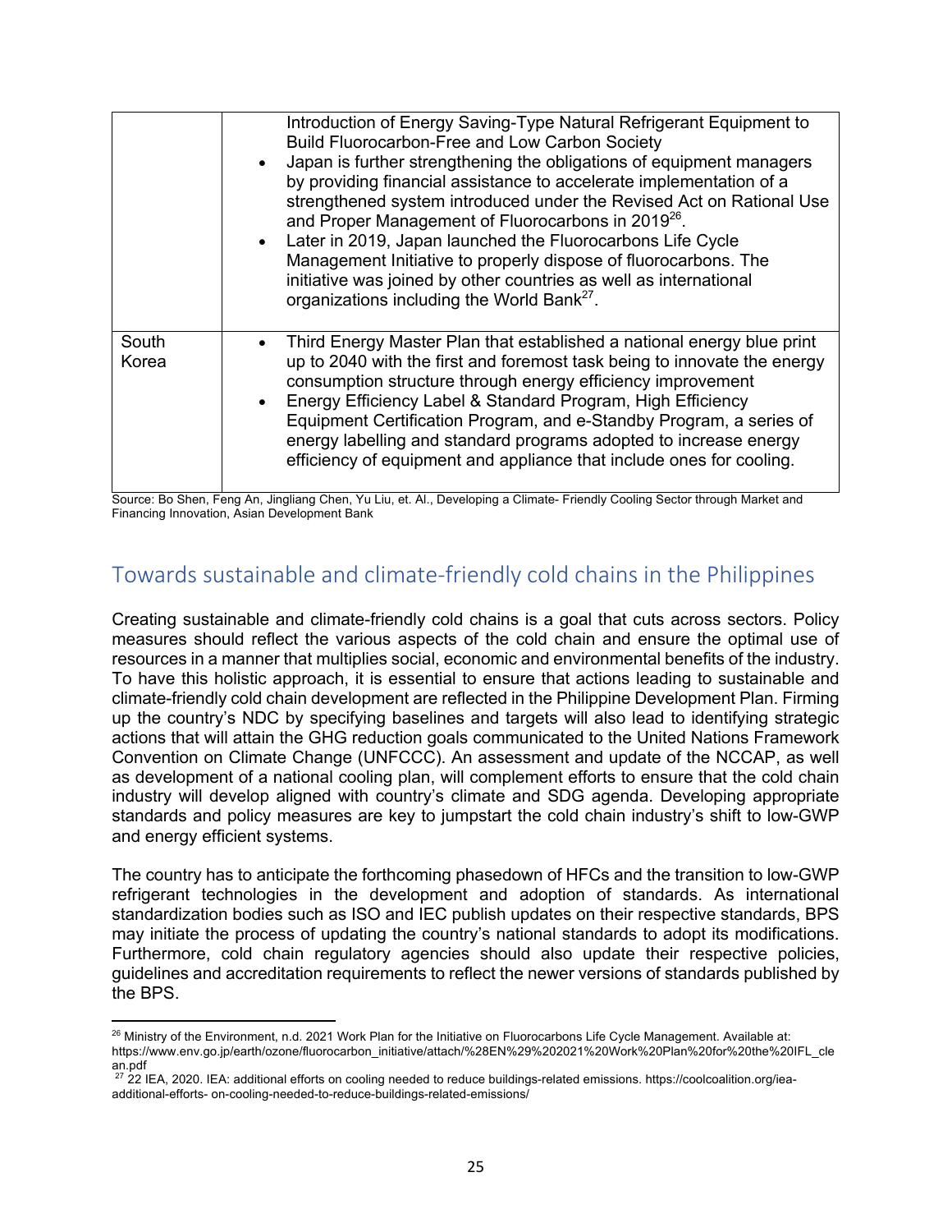| | |
|---|---|
| | Introduction of Energy Saving-Type Natural Refrigerant Equipment to Build Fluorocarbon-Free and Low Carbon Society<br>• Japan is further strengthening the obligations of equipment managers by providing financial assistance to accelerate implementation of a strengthened system introduced under the Revised Act on Rational Use and Proper Management of Fluorocarbons in 2019[26].<br>• Later in 2019, Japan launched the Fluorocarbons Life Cycle Management Initiative to properly dispose of fluorocarbons. The initiative was joined by other countries as well as international organizations including the World Bank[27]. |
| South Korea | • Third Energy Master Plan that established a national energy blue print up to 2040 with the first and foremost task being to innovate the energy consumption structure through energy efficiency improvement<br>• Energy Efficiency Label & Standard Program, High Efficiency Equipment Certification Program, and e-Standby Program, a series of energy labelling and standard programs adopted to increase energy efficiency of equipment and appliance that include ones for cooling. |

Source: Bo Shen, Feng An, Jingliang Chen, Yu Liu, et. Al., Developing a Climate- Friendly Cooling Sector through Market and Financing Innovation, Asian Development Bank

## Towards sustainable and climate-friendly cold chains in the Philippines

Creating sustainable and climate-friendly cold chains is a goal that cuts across sectors. Policy measures should reflect the various aspects of the cold chain and ensure the optimal use of resources in a manner that multiplies social, economic and environmental benefits of the industry. To have this holistic approach, it is essential to ensure that actions leading to sustainable and climate-friendly cold chain development are reflected in the Philippine Development Plan. Firming up the country's NDC by specifying baselines and targets will also lead to identifying strategic actions that will attain the GHG reduction goals communicated to the United Nations Framework Convention on Climate Change (UNFCCC). An assessment and update of the NCCAP, as well as development of a national cooling plan, will complement efforts to ensure that the cold chain industry will develop aligned with country's climate and SDG agenda. Developing appropriate standards and policy measures are key to jumpstart the cold chain industry's shift to low-GWP and energy efficient systems.

The country has to anticipate the forthcoming phasedown of HFCs and the transition to low-GWP refrigerant technologies in the development and adoption of standards. As international standardization bodies such as ISO and IEC publish updates on their respective standards, BPS may initiate the process of updating the country's national standards to adopt its modifications. Furthermore, cold chain regulatory agencies should also update their respective policies, guidelines and accreditation requirements to reflect the newer versions of standards published by the BPS.

---

[26] Ministry of the Environment, n.d. 2021 Work Plan for the Initiative on Fluorocarbons Life Cycle Management. Available at: https://www.env.go.jp/earth/ozone/fluorocarbon_initiative/attach/%28EN%29%202021%20Work%20Plan%20for%20the%20IFL_clean.pdf

[27] 22 IEA, 2020. IEA: additional efforts on cooling needed to reduce buildings-related emissions. https://coolcoalition.org/iea-additional-efforts- on-cooling-needed-to-reduce-buildings-related-emissions/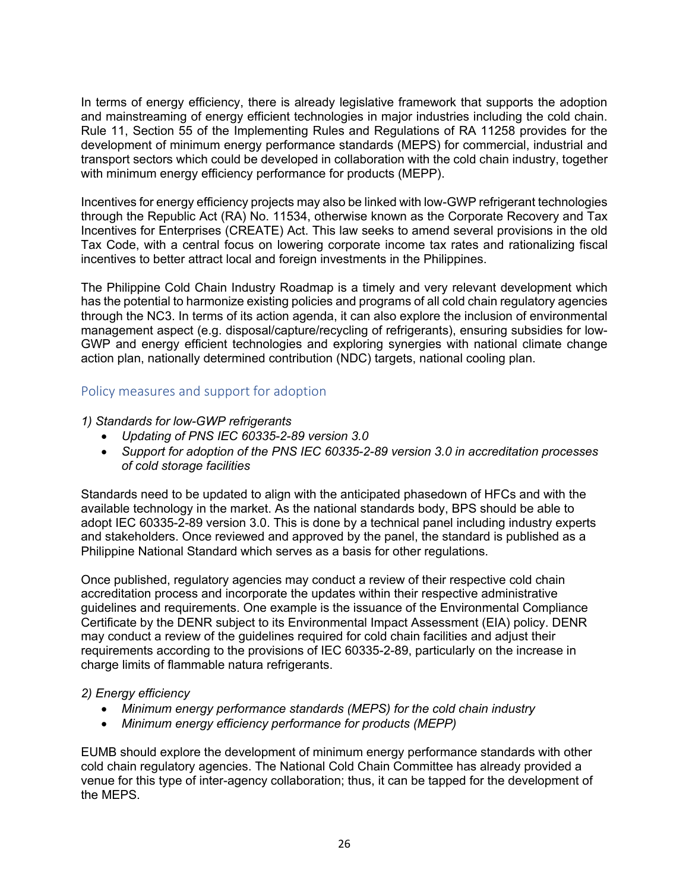In terms of energy efficiency, there is already legislative framework that supports the adoption and mainstreaming of energy efficient technologies in major industries including the cold chain. Rule 11, Section 55 of the Implementing Rules and Regulations of RA 11258 provides for the development of minimum energy performance standards (MEPS) for commercial, industrial and transport sectors which could be developed in collaboration with the cold chain industry, together with minimum energy efficiency performance for products (MEPP).

Incentives for energy efficiency projects may also be linked with low-GWP refrigerant technologies through the Republic Act (RA) No. 11534, otherwise known as the Corporate Recovery and Tax Incentives for Enterprises (CREATE) Act. This law seeks to amend several provisions in the old Tax Code, with a central focus on lowering corporate income tax rates and rationalizing fiscal incentives to better attract local and foreign investments in the Philippines.

The Philippine Cold Chain Industry Roadmap is a timely and very relevant development which has the potential to harmonize existing policies and programs of all cold chain regulatory agencies through the NC3. In terms of its action agenda, it can also explore the inclusion of environmental management aspect (e.g. disposal/capture/recycling of refrigerants), ensuring subsidies for low-GWP and energy efficient technologies and exploring synergies with national climate change action plan, nationally determined contribution (NDC) targets, national cooling plan.

## Policy measures and support for adoption

*1) Standards for low-GWP refrigerants*

- *Updating of PNS IEC 60335-2-89 version 3.0*
- *Support for adoption of the PNS IEC 60335-2-89 version 3.0 in accreditation processes of cold storage facilities*

Standards need to be updated to align with the anticipated phasedown of HFCs and with the available technology in the market. As the national standards body, BPS should be able to adopt IEC 60335-2-89 version 3.0. This is done by a technical panel including industry experts and stakeholders. Once reviewed and approved by the panel, the standard is published as a Philippine National Standard which serves as a basis for other regulations.

Once published, regulatory agencies may conduct a review of their respective cold chain accreditation process and incorporate the updates within their respective administrative guidelines and requirements. One example is the issuance of the Environmental Compliance Certificate by the DENR subject to its Environmental Impact Assessment (EIA) policy. DENR may conduct a review of the guidelines required for cold chain facilities and adjust their requirements according to the provisions of IEC 60335-2-89, particularly on the increase in charge limits of flammable natura refrigerants.

*2) Energy efficiency*

- *Minimum energy performance standards (MEPS) for the cold chain industry*
- *Minimum energy efficiency performance for products (MEPP)*

EUMB should explore the development of minimum energy performance standards with other cold chain regulatory agencies. The National Cold Chain Committee has already provided a venue for this type of inter-agency collaboration; thus, it can be tapped for the development of the MEPS.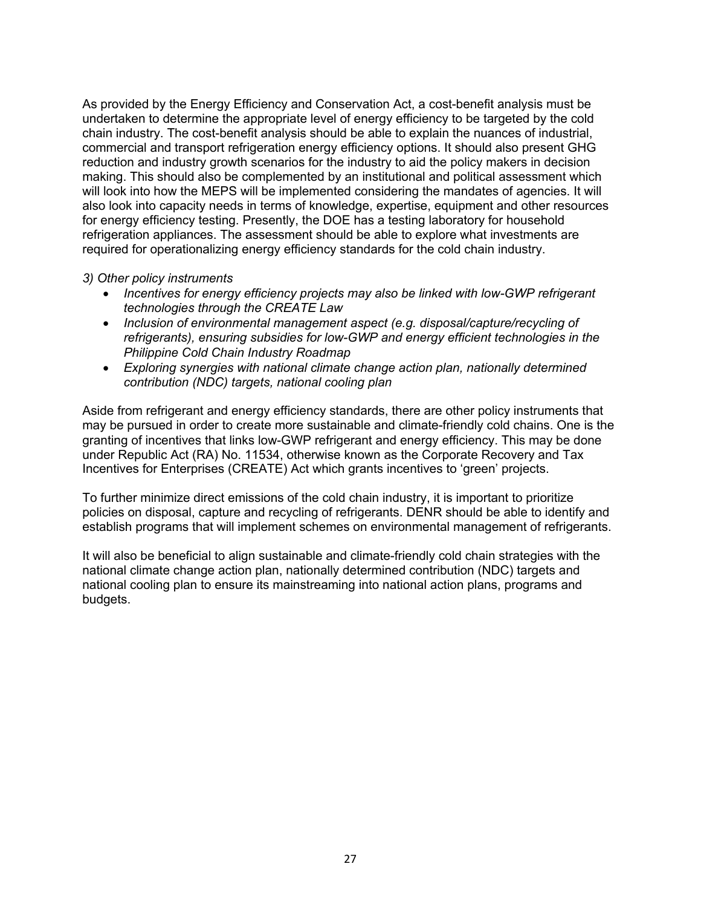As provided by the Energy Efficiency and Conservation Act, a cost-benefit analysis must be undertaken to determine the appropriate level of energy efficiency to be targeted by the cold chain industry. The cost-benefit analysis should be able to explain the nuances of industrial, commercial and transport refrigeration energy efficiency options. It should also present GHG reduction and industry growth scenarios for the industry to aid the policy makers in decision making. This should also be complemented by an institutional and political assessment which will look into how the MEPS will be implemented considering the mandates of agencies. It will also look into capacity needs in terms of knowledge, expertise, equipment and other resources for energy efficiency testing. Presently, the DOE has a testing laboratory for household refrigeration appliances. The assessment should be able to explore what investments are required for operationalizing energy efficiency standards for the cold chain industry.

*3) Other policy instruments*

- *Incentives for energy efficiency projects may also be linked with low-GWP refrigerant technologies through the CREATE Law*
- *Inclusion of environmental management aspect (e.g. disposal/capture/recycling of refrigerants), ensuring subsidies for low-GWP and energy efficient technologies in the Philippine Cold Chain Industry Roadmap*
- *Exploring synergies with national climate change action plan, nationally determined contribution (NDC) targets, national cooling plan*

Aside from refrigerant and energy efficiency standards, there are other policy instruments that may be pursued in order to create more sustainable and climate-friendly cold chains. One is the granting of incentives that links low-GWP refrigerant and energy efficiency. This may be done under Republic Act (RA) No. 11534, otherwise known as the Corporate Recovery and Tax Incentives for Enterprises (CREATE) Act which grants incentives to 'green' projects.

To further minimize direct emissions of the cold chain industry, it is important to prioritize policies on disposal, capture and recycling of refrigerants. DENR should be able to identify and establish programs that will implement schemes on environmental management of refrigerants.

It will also be beneficial to align sustainable and climate-friendly cold chain strategies with the national climate change action plan, nationally determined contribution (NDC) targets and national cooling plan to ensure its mainstreaming into national action plans, programs and budgets.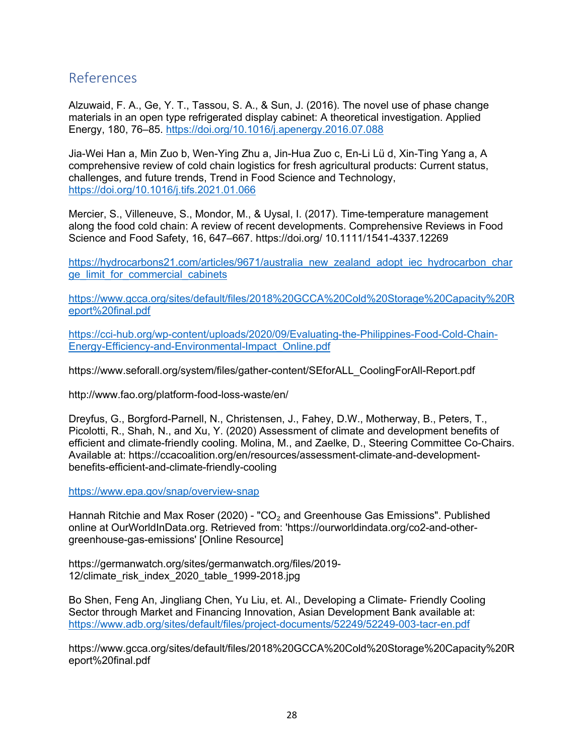## References

Alzuwaid, F. A., Ge, Y. T., Tassou, S. A., & Sun, J. (2016). The novel use of phase change materials in an open type refrigerated display cabinet: A theoretical investigation. Applied Energy, 180, 76–85. https://doi.org/10.1016/j.apenergy.2016.07.088

Jia-Wei Han a, Min Zuo b, Wen-Ying Zhu a, Jin-Hua Zuo c, En-Li Lü d, Xin-Ting Yang a, A comprehensive review of cold chain logistics for fresh agricultural products: Current status, challenges, and future trends, Trend in Food Science and Technology, https://doi.org/10.1016/j.tifs.2021.01.066

Mercier, S., Villeneuve, S., Mondor, M., & Uysal, I. (2017). Time-temperature management along the food cold chain: A review of recent developments. Comprehensive Reviews in Food Science and Food Safety, 16, 647–667. https://doi.org/ 10.1111/1541-4337.12269

https://hydrocarbons21.com/articles/9671/australia_new_zealand_adopt_iec_hydrocarbon_charge_limit_for_commercial_cabinets

https://www.gcca.org/sites/default/files/2018%20GCCA%20Cold%20Storage%20Capacity%20Report%20final.pdf

https://cci-hub.org/wp-content/uploads/2020/09/Evaluating-the-Philippines-Food-Cold-Chain-Energy-Efficiency-and-Environmental-Impact_Online.pdf

https://www.seforall.org/system/files/gather-content/SEforALL_CoolingForAll-Report.pdf

http://www.fao.org/platform-food-loss-waste/en/

Dreyfus, G., Borgford-Parnell, N., Christensen, J., Fahey, D.W., Motherway, B., Peters, T., Picolotti, R., Shah, N., and Xu, Y. (2020) Assessment of climate and development benefits of efficient and climate-friendly cooling. Molina, M., and Zaelke, D., Steering Committee Co-Chairs. Available at: https://ccacoalition.org/en/resources/assessment-climate-and-development-benefits-efficient-and-climate-friendly-cooling

https://www.epa.gov/snap/overview-snap

Hannah Ritchie and Max Roser (2020) - "$CO_2$ and Greenhouse Gas Emissions". Published online at OurWorldInData.org. Retrieved from: 'https://ourworldindata.org/co2-and-other-greenhouse-gas-emissions' [Online Resource]

https://germanwatch.org/sites/germanwatch.org/files/2019-12/climate_risk_index_2020_table_1999-2018.jpg

Bo Shen, Feng An, Jingliang Chen, Yu Liu, et. Al., Developing a Climate- Friendly Cooling Sector through Market and Financing Innovation, Asian Development Bank available at: https://www.adb.org/sites/default/files/project-documents/52249/52249-003-tacr-en.pdf

https://www.gcca.org/sites/default/files/2018%20GCCA%20Cold%20Storage%20Capacity%20Report%20final.pdf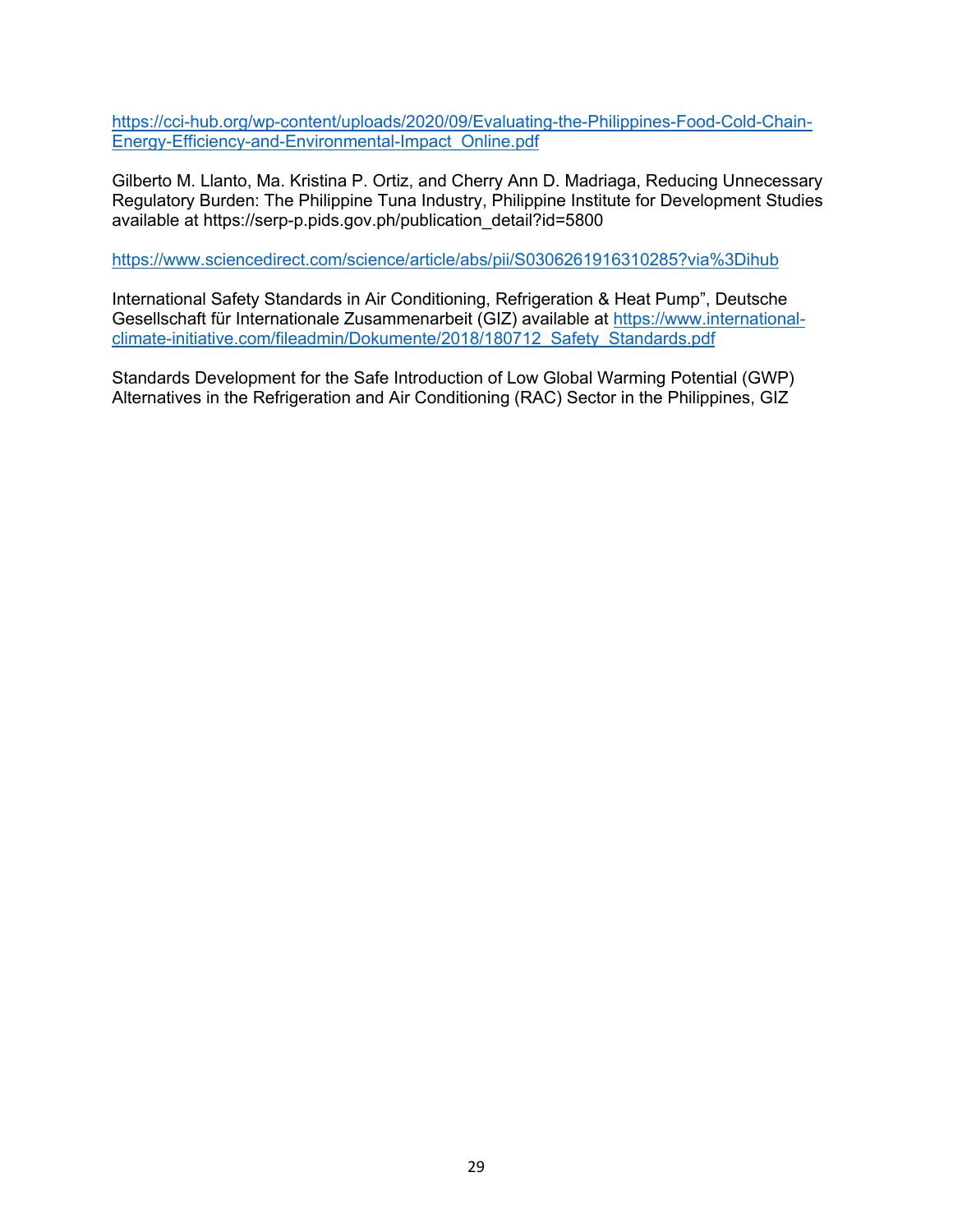https://cci-hub.org/wp-content/uploads/2020/09/Evaluating-the-Philippines-Food-Cold-Chain-Energy-Efficiency-and-Environmental-Impact_Online.pdf

Gilberto M. Llanto, Ma. Kristina P. Ortiz, and Cherry Ann D. Madriaga, Reducing Unnecessary Regulatory Burden: The Philippine Tuna Industry, Philippine Institute for Development Studies available at https://serp-p.pids.gov.ph/publication_detail?id=5800

https://www.sciencedirect.com/science/article/abs/pii/S0306261916310285?via%3Dihub

International Safety Standards in Air Conditioning, Refrigeration & Heat Pump", Deutsche Gesellschaft für Internationale Zusammenarbeit (GIZ) available at https://www.international-climate-initiative.com/fileadmin/Dokumente/2018/180712_Safety_Standards.pdf

Standards Development for the Safe Introduction of Low Global Warming Potential (GWP) Alternatives in the Refrigeration and Air Conditioning (RAC) Sector in the Philippines, GIZ